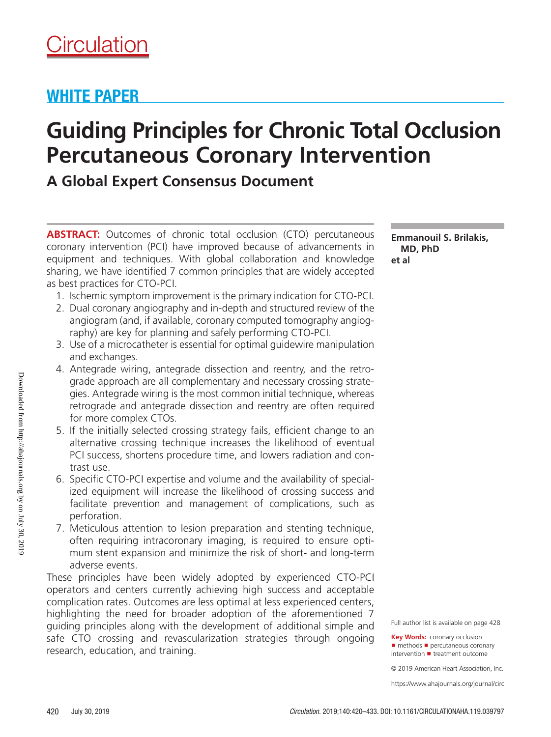Circulation

## WHITE PAPER

# Guiding Principles for Chronic Total Occlusion Percutaneous Coronary Intervention

## A Global Expert Consensus Document

**Emmanouil S. Brilakis, MD, PhD et al**

**ABSTRACT:** Outcomes of chronic total occlusion (CTO) percutaneous coronary intervention (PCI) have improved because of advancements in equipment and techniques. With global collaboration and knowledge sharing, we have identified 7 common principles that are widely accepted as best practices for CTO-PCI.

1. Ischemic symptom improvement is the primary indication for CTO-PCI.
2. Dual coronary angiography and in-depth and structured review of the angiogram (and, if available, coronary computed tomography angiography) are key for planning and safely performing CTO-PCI.
3. Use of a microcatheter is essential for optimal guidewire manipulation and exchanges.
4. Antegrade wiring, antegrade dissection and reentry, and the retrograde approach are all complementary and necessary crossing strategies. Antegrade wiring is the most common initial technique, whereas retrograde and antegrade dissection and reentry are often required for more complex CTOs.
5. If the initially selected crossing strategy fails, efficient change to an alternative crossing technique increases the likelihood of eventual PCI success, shortens procedure time, and lowers radiation and contrast use.
6. Specific CTO-PCI expertise and volume and the availability of specialized equipment will increase the likelihood of crossing success and facilitate prevention and management of complications, such as perforation.
7. Meticulous attention to lesion preparation and stenting technique, often requiring intracoronary imaging, is required to ensure optimum stent expansion and minimize the risk of short- and long-term adverse events.

These principles have been widely adopted by experienced CTO-PCI operators and centers currently achieving high success and acceptable complication rates. Outcomes are less optimal at less experienced centers, highlighting the need for broader adoption of the aforementioned 7 guiding principles along with the development of additional simple and safe CTO crossing and revascularization strategies through ongoing research, education, and training.

Full author list is available on page 428

**Key Words:** coronary occlusion ■ methods ■ percutaneous coronary intervention ■ treatment outcome

© 2019 American Heart Association, Inc.

https://www.ahajournals.org/journal/circ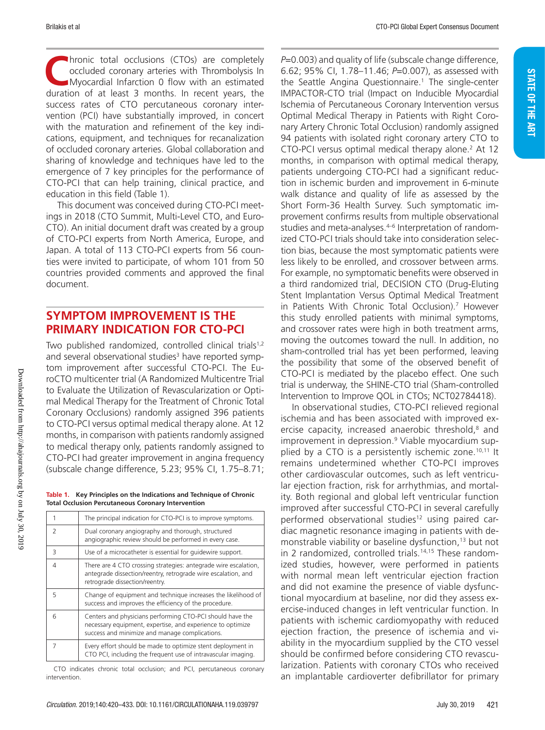Chronic total occlusions (CTOs) are completely occluded coronary arteries with Thrombolysis In Myocardial Infarction 0 flow with an estimated duration of at least 3 months. In recent years, the success rates of CTO percutaneous coronary intervention (PCI) have substantially improved, in concert with the maturation and refinement of the key indications, equipment, and techniques for recanalization of occluded coronary arteries. Global collaboration and sharing of knowledge and techniques have led to the emergence of 7 key principles for the performance of CTO-PCI that can help training, clinical practice, and education in this field (Table 1).

This document was conceived during CTO-PCI meetings in 2018 (CTO Summit, Multi-Level CTO, and EuroCTO). An initial document draft was created by a group of CTO-PCI experts from North America, Europe, and Japan. A total of 113 CTO-PCI experts from 56 countries were invited to participate, of whom 101 from 50 countries provided comments and approved the final document.

## SYMPTOM IMPROVEMENT IS THE PRIMARY INDICATION FOR CTO-PCI

Two published randomized, controlled clinical trials[1,2] and several observational studies[3] have reported symptom improvement after successful CTO-PCI. The EuroCTO multicenter trial (A Randomized Multicentre Trial to Evaluate the Utilization of Revascularization or Optimal Medical Therapy for the Treatment of Chronic Total Coronary Occlusions) randomly assigned 396 patients to CTO-PCI versus optimal medical therapy alone. At 12 months, in comparison with patients randomly assigned to medical therapy only, patients randomly assigned to CTO-PCI had greater improvement in angina frequency (subscale change difference, 5.23; 95% CI, 1.75–8.71; $P$=0.003) and quality of life (subscale change difference, 6.62; 95% CI, 1.78–11.46; $P$=0.007), as assessed with the Seattle Angina Questionnaire.[1] The single-center IMPACTOR-CTO trial (Impact on Inducible Myocardial Ischemia of Percutaneous Coronary Intervention versus Optimal Medical Therapy in Patients with Right Coronary Artery Chronic Total Occlusion) randomly assigned 94 patients with isolated right coronary artery CTO to CTO-PCI versus optimal medical therapy alone.[2] At 12 months, in comparison with optimal medical therapy, patients undergoing CTO-PCI had a significant reduction in ischemic burden and improvement in 6-minute walk distance and quality of life as assessed by the Short Form-36 Health Survey. Such symptomatic improvement confirms results from multiple observational studies and meta-analyses.[4–6] Interpretation of randomized CTO-PCI trials should take into consideration selection bias, because the most symptomatic patients were less likely to be enrolled, and crossover between arms. For example, no symptomatic benefits were observed in a third randomized trial, DECISION CTO (Drug-Eluting Stent Implantation Versus Optimal Medical Treatment in Patients With Chronic Total Occlusion).[7] However this study enrolled patients with minimal symptoms, and crossover rates were high in both treatment arms, moving the outcomes toward the null. In addition, no sham-controlled trial has yet been performed, leaving the possibility that some of the observed benefit of CTO-PCI is mediated by the placebo effect. One such trial is underway, the SHINE-CTO trial (Sham-controlled Intervention to Improve QOL in CTOs; NCT02784418).

In observational studies, CTO-PCI relieved regional ischemia and has been associated with improved exercise capacity, increased anaerobic threshold,[8] and improvement in depression.[9] Viable myocardium supplied by a CTO is a persistently ischemic zone.[10,11] It remains undetermined whether CTO-PCI improves other cardiovascular outcomes, such as left ventricular ejection fraction, risk for arrhythmias, and mortality. Both regional and global left ventricular function improved after successful CTO-PCI in several carefully performed observational studies[12] using paired cardiac magnetic resonance imaging in patients with demonstrable viability or baseline dysfunction,[13] but not in 2 randomized, controlled trials.[14,15] These randomized studies, however, were performed in patients with normal mean left ventricular ejection fraction and did not examine the presence of viable dysfunctional myocardium at baseline, nor did they assess exercise-induced changes in left ventricular function. In patients with ischemic cardiomyopathy with reduced ejection fraction, the presence of ischemia and viability in the myocardium supplied by the CTO vessel should be confirmed before considering CTO revascularization. Patients with coronary CTOs who received an implantable cardioverter defibrillator for primary

**Table 1. Key Principles on the Indications and Technique of Chronic Total Occlusion Percutaneous Coronary Intervention**

| | |
|---|---|
| 1 | The principal indication for CTO-PCI is to improve symptoms. |
| 2 | Dual coronary angiography and thorough, structured angiographic review should be performed in every case. |
| 3 | Use of a microcatheter is essential for guidewire support. |
| 4 | There are 4 CTO crossing strategies: antegrade wire escalation, antegrade dissection/reentry, retrograde wire escalation, and retrograde dissection/reentry. |
| 5 | Change of equipment and technique increases the likelihood of success and improves the efficiency of the procedure. |
| 6 | Centers and physicians performing CTO-PCI should have the necessary equipment, expertise, and experience to optimize success and minimize and manage complications. |
| 7 | Every effort should be made to optimize stent deployment in CTO PCI, including the frequent use of intravascular imaging. |

CTO indicates chronic total occlusion; and PCI, percutaneous coronary intervention.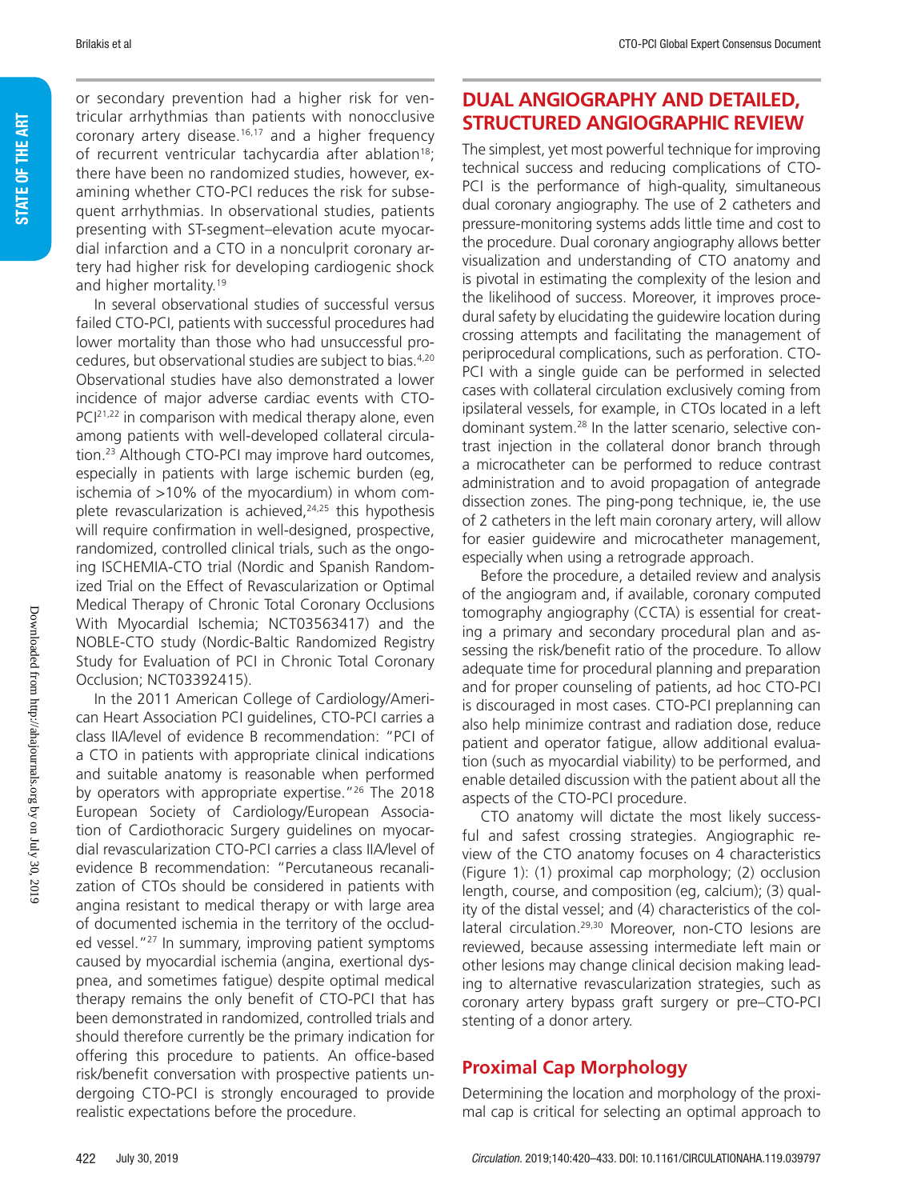or secondary prevention had a higher risk for ventricular arrhythmias than patients with nonocclusive coronary artery disease.[16,17] and a higher frequency of recurrent ventricular tachycardia after ablation[18]; there have been no randomized studies, however, examining whether CTO-PCI reduces the risk for subsequent arrhythmias. In observational studies, patients presenting with ST-segment–elevation acute myocardial infarction and a CTO in a nonculprit coronary artery had higher risk for developing cardiogenic shock and higher mortality.[19]

In several observational studies of successful versus failed CTO-PCI, patients with successful procedures had lower mortality than those who had unsuccessful procedures, but observational studies are subject to bias.[4,20] Observational studies have also demonstrated a lower incidence of major adverse cardiac events with CTO-PCI[21,22] in comparison with medical therapy alone, even among patients with well-developed collateral circulation.[23] Although CTO-PCI may improve hard outcomes, especially in patients with large ischemic burden (eg, ischemia of >10% of the myocardium) in whom complete revascularization is achieved,[24,25] this hypothesis will require confirmation in well-designed, prospective, randomized, controlled clinical trials, such as the ongoing ISCHEMIA-CTO trial (Nordic and Spanish Randomized Trial on the Effect of Revascularization or Optimal Medical Therapy of Chronic Total Coronary Occlusions With Myocardial Ischemia; NCT03563417) and the NOBLE-CTO study (Nordic-Baltic Randomized Registry Study for Evaluation of PCI in Chronic Total Coronary Occlusion; NCT03392415).

In the 2011 American College of Cardiology/American Heart Association PCI guidelines, CTO-PCI carries a class IIA/level of evidence B recommendation: "PCI of a CTO in patients with appropriate clinical indications and suitable anatomy is reasonable when performed by operators with appropriate expertise."[26] The 2018 European Society of Cardiology/European Association of Cardiothoracic Surgery guidelines on myocardial revascularization CTO-PCI carries a class IIA/level of evidence B recommendation: "Percutaneous recanalization of CTOs should be considered in patients with angina resistant to medical therapy or with large area of documented ischemia in the territory of the occluded vessel."[27] In summary, improving patient symptoms caused by myocardial ischemia (angina, exertional dyspnea, and sometimes fatigue) despite optimal medical therapy remains the only benefit of CTO-PCI that has been demonstrated in randomized, controlled clinical trials and should therefore currently be the primary indication for offering this procedure to patients. An office-based risk/benefit conversation with prospective patients undergoing CTO-PCI is strongly encouraged to provide realistic expectations before the procedure.

## DUAL ANGIOGRAPHY AND DETAILED, STRUCTURED ANGIOGRAPHIC REVIEW

The simplest, yet most powerful technique for improving technical success and reducing complications of CTO-PCI is the performance of high-quality, simultaneous dual coronary angiography. The use of 2 catheters and pressure-monitoring systems adds little time and cost to the procedure. Dual coronary angiography allows better visualization and understanding of CTO anatomy and is pivotal in estimating the complexity of the lesion and the likelihood of success. Moreover, it improves procedural safety by elucidating the guidewire location during crossing attempts and facilitating the management of periprocedural complications, such as perforation. CTO-PCI with a single guide can be performed in selected cases with collateral circulation exclusively coming from ipsilateral vessels, for example, in CTOs located in a left dominant system.[28] In the latter scenario, selective contrast injection in the collateral donor branch through a microcatheter can be performed to reduce contrast administration and to avoid propagation of antegrade dissection zones. The ping-pong technique, ie, the use of 2 catheters in the left main coronary artery, will allow for easier guidewire and microcatheter management, especially when using a retrograde approach.

Before the procedure, a detailed review and analysis of the angiogram and, if available, coronary computed tomography angiography (CCTA) is essential for creating a primary and secondary procedural plan and assessing the risk/benefit ratio of the procedure. To allow adequate time for procedural planning and preparation and for proper counseling of patients, ad hoc CTO-PCI is discouraged in most cases. CTO-PCI preplanning can also help minimize contrast and radiation dose, reduce patient and operator fatigue, allow additional evaluation (such as myocardial viability) to be performed, and enable detailed discussion with the patient about all the aspects of the CTO-PCI procedure.

CTO anatomy will dictate the most likely successful and safest crossing strategies. Angiographic review of the CTO anatomy focuses on 4 characteristics (Figure 1): (1) proximal cap morphology; (2) occlusion length, course, and composition (eg, calcium); (3) quality of the distal vessel; and (4) characteristics of the collateral circulation.[29,30] Moreover, non-CTO lesions are reviewed, because assessing intermediate left main or other lesions may change clinical decision making leading to alternative revascularization strategies, such as coronary artery bypass graft surgery or pre–CTO-PCI stenting of a donor artery.

### Proximal Cap Morphology

Determining the location and morphology of the proximal cap is critical for selecting an optimal approach to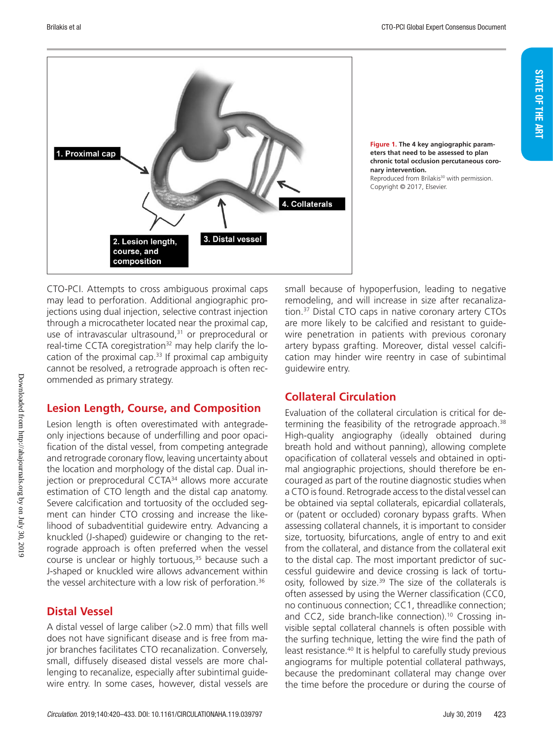**Figure 1. The 4 key angiographic parameters that need to be assessed to plan chronic total occlusion percutaneous coronary intervention.**
Reproduced from Brilakis[30] with permission. Copyright © 2017, Elsevier.

CTO-PCI. Attempts to cross ambiguous proximal caps may lead to perforation. Additional angiographic projections using dual injection, selective contrast injection through a microcatheter located near the proximal cap, use of intravascular ultrasound,[31] or preprocedural or real-time CCTA coregistration[32] may help clarify the location of the proximal cap.[33] If proximal cap ambiguity cannot be resolved, a retrograde approach is often recommended as primary strategy.

## Lesion Length, Course, and Composition

Lesion length is often overestimated with antegrade-only injections because of underfilling and poor opacification of the distal vessel, from competing antegrade and retrograde coronary flow, leaving uncertainty about the location and morphology of the distal cap. Dual injection or preprocedural CCTA[34] allows more accurate estimation of CTO length and the distal cap anatomy. Severe calcification and tortuosity of the occluded segment can hinder CTO crossing and increase the likelihood of subadventitial guidewire entry. Advancing a knuckled (J-shaped) guidewire or changing to the retrograde approach is often preferred when the vessel course is unclear or highly tortuous,[35] because such a J-shaped or knuckled wire allows advancement within the vessel architecture with a low risk of perforation.[36]

## Distal Vessel

A distal vessel of large caliber (>2.0 mm) that fills well does not have significant disease and is free from major branches facilitates CTO recanalization. Conversely, small, diffusely diseased distal vessels are more challenging to recanalize, especially after subintimal guidewire entry. In some cases, however, distal vessels are small because of hypoperfusion, leading to negative remodeling, and will increase in size after recanalization.[37] Distal CTO caps in native coronary artery CTOs are more likely to be calcified and resistant to guidewire penetration in patients with previous coronary artery bypass grafting. Moreover, distal vessel calcification may hinder wire reentry in case of subintimal guidewire entry.

## Collateral Circulation

Evaluation of the collateral circulation is critical for determining the feasibility of the retrograde approach.[38] High-quality angiography (ideally obtained during breath hold and without panning), allowing complete opacification of collateral vessels and obtained in optimal angiographic projections, should therefore be encouraged as part of the routine diagnostic studies when a CTO is found. Retrograde access to the distal vessel can be obtained via septal collaterals, epicardial collaterals, or (patent or occluded) coronary bypass grafts. When assessing collateral channels, it is important to consider size, tortuosity, bifurcations, angle of entry to and exit from the collateral, and distance from the collateral exit to the distal cap. The most important predictor of successful guidewire and device crossing is lack of tortuosity, followed by size.[39] The size of the collaterals is often assessed by using the Werner classification (CC0, no continuous connection; CC1, threadlike connection; and CC2, side branch-like connection).[10] Crossing invisible septal collateral channels is often possible with the surfing technique, letting the wire find the path of least resistance.[40] It is helpful to carefully study previous angiograms for multiple potential collateral pathways, because the predominant collateral may change over the time before the procedure or during the course of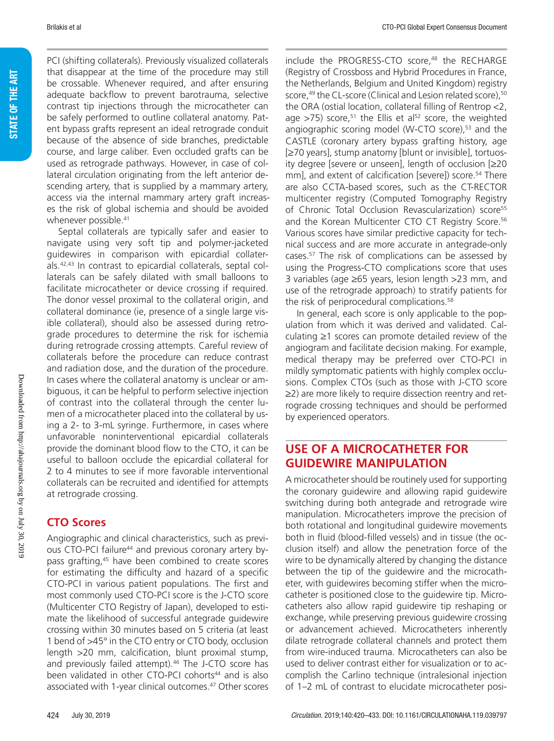PCI (shifting collaterals). Previously visualized collaterals that disappear at the time of the procedure may still be crossable. Whenever required, and after ensuring adequate backflow to prevent barotrauma, selective contrast tip injections through the microcatheter can be safely performed to outline collateral anatomy. Patent bypass grafts represent an ideal retrograde conduit because of the absence of side branches, predictable course, and large caliber. Even occluded grafts can be used as retrograde pathways. However, in case of collateral circulation originating from the left anterior descending artery, that is supplied by a mammary artery, access via the internal mammary artery graft increases the risk of global ischemia and should be avoided whenever possible.[41]

Septal collaterals are typically safer and easier to navigate using very soft tip and polymer-jacketed guidewires in comparison with epicardial collaterals.[42,43] In contrast to epicardial collaterals, septal collaterals can be safely dilated with small balloons to facilitate microcatheter or device crossing if required. The donor vessel proximal to the collateral origin, and collateral dominance (ie, presence of a single large visible collateral), should also be assessed during retrograde procedures to determine the risk for ischemia during retrograde crossing attempts. Careful review of collaterals before the procedure can reduce contrast and radiation dose, and the duration of the procedure. In cases where the collateral anatomy is unclear or ambiguous, it can be helpful to perform selective injection of contrast into the collateral through the center lumen of a microcatheter placed into the collateral by using a 2- to 3-mL syringe. Furthermore, in cases where unfavorable noninterventional epicardial collaterals provide the dominant blood flow to the CTO, it can be useful to balloon occlude the epicardial collateral for 2 to 4 minutes to see if more favorable interventional collaterals can be recruited and identified for attempts at retrograde crossing.

## CTO Scores

Angiographic and clinical characteristics, such as previous CTO-PCI failure[44] and previous coronary artery bypass grafting,[45] have been combined to create scores for estimating the difficulty and hazard of a specific CTO-PCI in various patient populations. The first and most commonly used CTO-PCI score is the J-CTO score (Multicenter CTO Registry of Japan), developed to estimate the likelihood of successful antegrade guidewire crossing within 30 minutes based on 5 criteria (at least 1 bend of >45° in the CTO entry or CTO body, occlusion length >20 mm, calcification, blunt proximal stump, and previously failed attempt).[46] The J-CTO score has been validated in other CTO-PCI cohorts[44] and is also associated with 1-year clinical outcomes.[47] Other scores include the PROGRESS-CTO score,[48] the RECHARGE (Registry of Crossboss and Hybrid Procedures in France, the Netherlands, Belgium and United Kingdom) registry score,[49] the CL-score (Clinical and Lesion related score),[50] the ORA (ostial location, collateral filling of Rentrop <2, age >75) score,[51] the Ellis et al[52] score, the weighted angiographic scoring model (W-CTO score),[53] and the CASTLE (coronary artery bypass grafting history, age [≥70 years], stump anatomy [blunt or invisible], tortuosity degree [severe or unseen], length of occlusion [≥20 mm], and extent of calcification [severe]) score.[54] There are also CCTA-based scores, such as the CT-RECTOR multicenter registry (Computed Tomography Registry of Chronic Total Occlusion Revascularization) score[55] and the Korean Multicenter CTO CT Registry Score.[56] Various scores have similar predictive capacity for technical success and are more accurate in antegrade-only cases.[57] The risk of complications can be assessed by using the Progress-CTO complications score that uses 3 variables (age ≥65 years, lesion length >23 mm, and use of the retrograde approach) to stratify patients for the risk of periprocedural complications.[58]

In general, each score is only applicable to the population from which it was derived and validated. Calculating ≥1 scores can promote detailed review of the angiogram and facilitate decision making. For example, medical therapy may be preferred over CTO-PCI in mildly symptomatic patients with highly complex occlusions. Complex CTOs (such as those with J-CTO score ≥2) are more likely to require dissection reentry and retrograde crossing techniques and should be performed by experienced operators.

## USE OF A MICROCATHETER FOR GUIDEWIRE MANIPULATION

A microcatheter should be routinely used for supporting the coronary guidewire and allowing rapid guidewire switching during both antegrade and retrograde wire manipulation. Microcatheters improve the precision of both rotational and longitudinal guidewire movements both in fluid (blood-filled vessels) and in tissue (the occlusion itself) and allow the penetration force of the wire to be dynamically altered by changing the distance between the tip of the guidewire and the microcatheter, with guidewires becoming stiffer when the microcatheter is positioned close to the guidewire tip. Microcatheters also allow rapid guidewire tip reshaping or exchange, while preserving previous guidewire crossing or advancement achieved. Microcatheters inherently dilate retrograde collateral channels and protect them from wire-induced trauma. Microcatheters can also be used to deliver contrast either for visualization or to accomplish the Carlino technique (intralesional injection of 1–2 mL of contrast to elucidate microcatheter posi-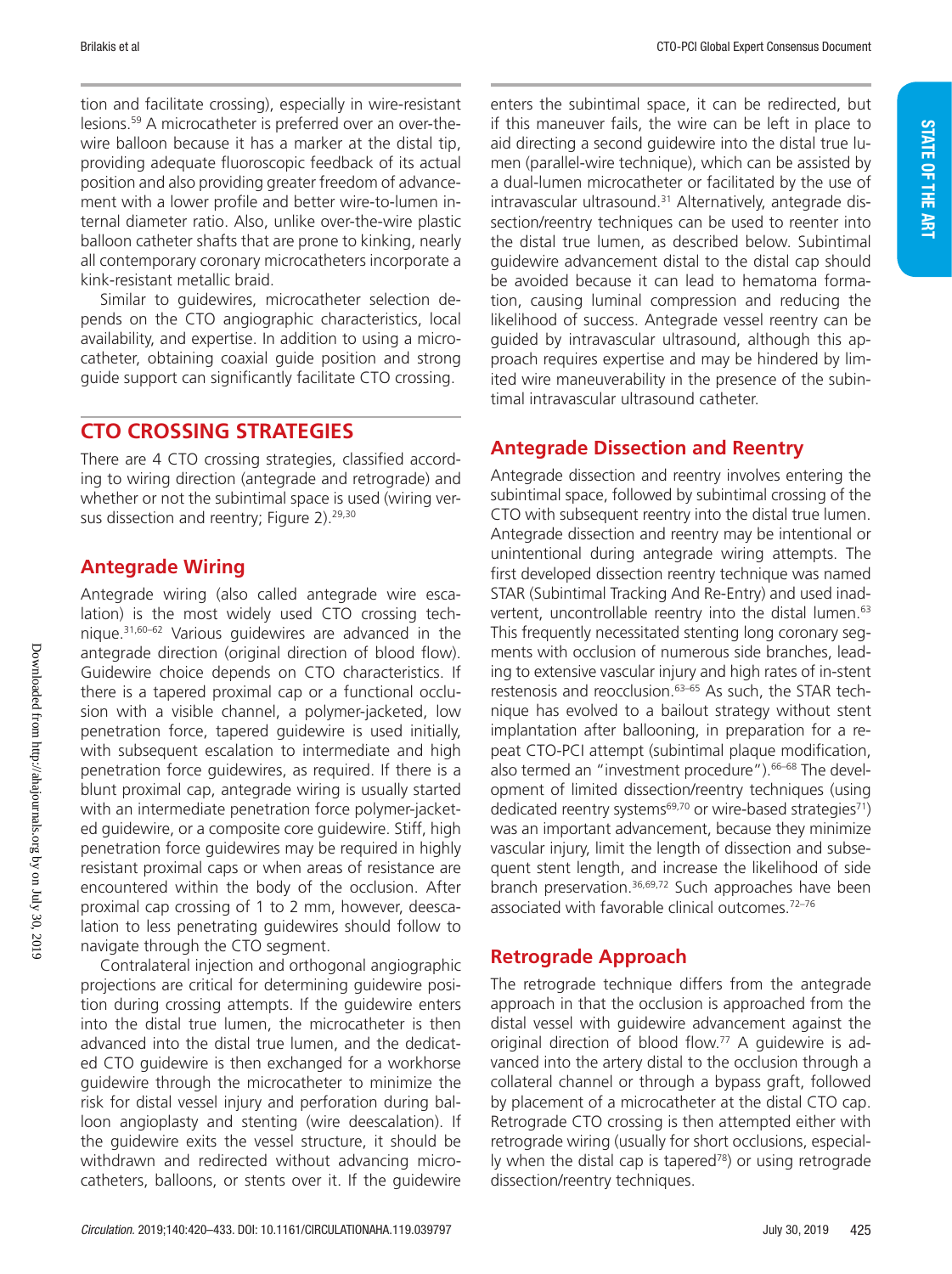tion and facilitate crossing), especially in wire-resistant lesions.[59] A microcatheter is preferred over an over-the-wire balloon because it has a marker at the distal tip, providing adequate fluoroscopic feedback of its actual position and also providing greater freedom of advancement with a lower profile and better wire-to-lumen internal diameter ratio. Also, unlike over-the-wire plastic balloon catheter shafts that are prone to kinking, nearly all contemporary coronary microcatheters incorporate a kink-resistant metallic braid.

Similar to guidewires, microcatheter selection depends on the CTO angiographic characteristics, local availability, and expertise. In addition to using a microcatheter, obtaining coaxial guide position and strong guide support can significantly facilitate CTO crossing.

## CTO CROSSING STRATEGIES

There are 4 CTO crossing strategies, classified according to wiring direction (antegrade and retrograde) and whether or not the subintimal space is used (wiring versus dissection and reentry; Figure 2).[29,30]

### Antegrade Wiring

Antegrade wiring (also called antegrade wire escalation) is the most widely used CTO crossing technique.[31,60–62] Various guidewires are advanced in the antegrade direction (original direction of blood flow). Guidewire choice depends on CTO characteristics. If there is a tapered proximal cap or a functional occlusion with a visible channel, a polymer-jacketed, low penetration force, tapered guidewire is used initially, with subsequent escalation to intermediate and high penetration force guidewires, as required. If there is a blunt proximal cap, antegrade wiring is usually started with an intermediate penetration force polymer-jacketed guidewire, or a composite core guidewire. Stiff, high penetration force guidewires may be required in highly resistant proximal caps or when areas of resistance are encountered within the body of the occlusion. After proximal cap crossing of 1 to 2 mm, however, deescalation to less penetrating guidewires should follow to navigate through the CTO segment.

Contralateral injection and orthogonal angiographic projections are critical for determining guidewire position during crossing attempts. If the guidewire enters into the distal true lumen, the microcatheter is then advanced into the distal true lumen, and the dedicated CTO guidewire is then exchanged for a workhorse guidewire through the microcatheter to minimize the risk for distal vessel injury and perforation during balloon angioplasty and stenting (wire deescalation). If the guidewire exits the vessel structure, it should be withdrawn and redirected without advancing microcatheters, balloons, or stents over it. If the guidewire enters the subintimal space, it can be redirected, but if this maneuver fails, the wire can be left in place to aid directing a second guidewire into the distal true lumen (parallel-wire technique), which can be assisted by a dual-lumen microcatheter or facilitated by the use of intravascular ultrasound.[31] Alternatively, antegrade dissection/reentry techniques can be used to reenter into the distal true lumen, as described below. Subintimal guidewire advancement distal to the distal cap should be avoided because it can lead to hematoma formation, causing luminal compression and reducing the likelihood of success. Antegrade vessel reentry can be guided by intravascular ultrasound, although this approach requires expertise and may be hindered by limited wire maneuverability in the presence of the subintimal intravascular ultrasound catheter.

### Antegrade Dissection and Reentry

Antegrade dissection and reentry involves entering the subintimal space, followed by subintimal crossing of the CTO with subsequent reentry into the distal true lumen. Antegrade dissection and reentry may be intentional or unintentional during antegrade wiring attempts. The first developed dissection reentry technique was named STAR (Subintimal Tracking And Re-Entry) and used inadvertent, uncontrollable reentry into the distal lumen.[63] This frequently necessitated stenting long coronary segments with occlusion of numerous side branches, leading to extensive vascular injury and high rates of in-stent restenosis and reocclusion.[63–65] As such, the STAR technique has evolved to a bailout strategy without stent implantation after ballooning, in preparation for a repeat CTO-PCI attempt (subintimal plaque modification, also termed an "investment procedure").[66–68] The development of limited dissection/reentry techniques (using dedicated reentry systems[69,70] or wire-based strategies[71]) was an important advancement, because they minimize vascular injury, limit the length of dissection and subsequent stent length, and increase the likelihood of side branch preservation.[36,69,72] Such approaches have been associated with favorable clinical outcomes.[72–76]

### Retrograde Approach

The retrograde technique differs from the antegrade approach in that the occlusion is approached from the distal vessel with guidewire advancement against the original direction of blood flow.[77] A guidewire is advanced into the artery distal to the occlusion through a collateral channel or through a bypass graft, followed by placement of a microcatheter at the distal CTO cap. Retrograde CTO crossing is then attempted either with retrograde wiring (usually for short occlusions, especially when the distal cap is tapered[78]) or using retrograde dissection/reentry techniques.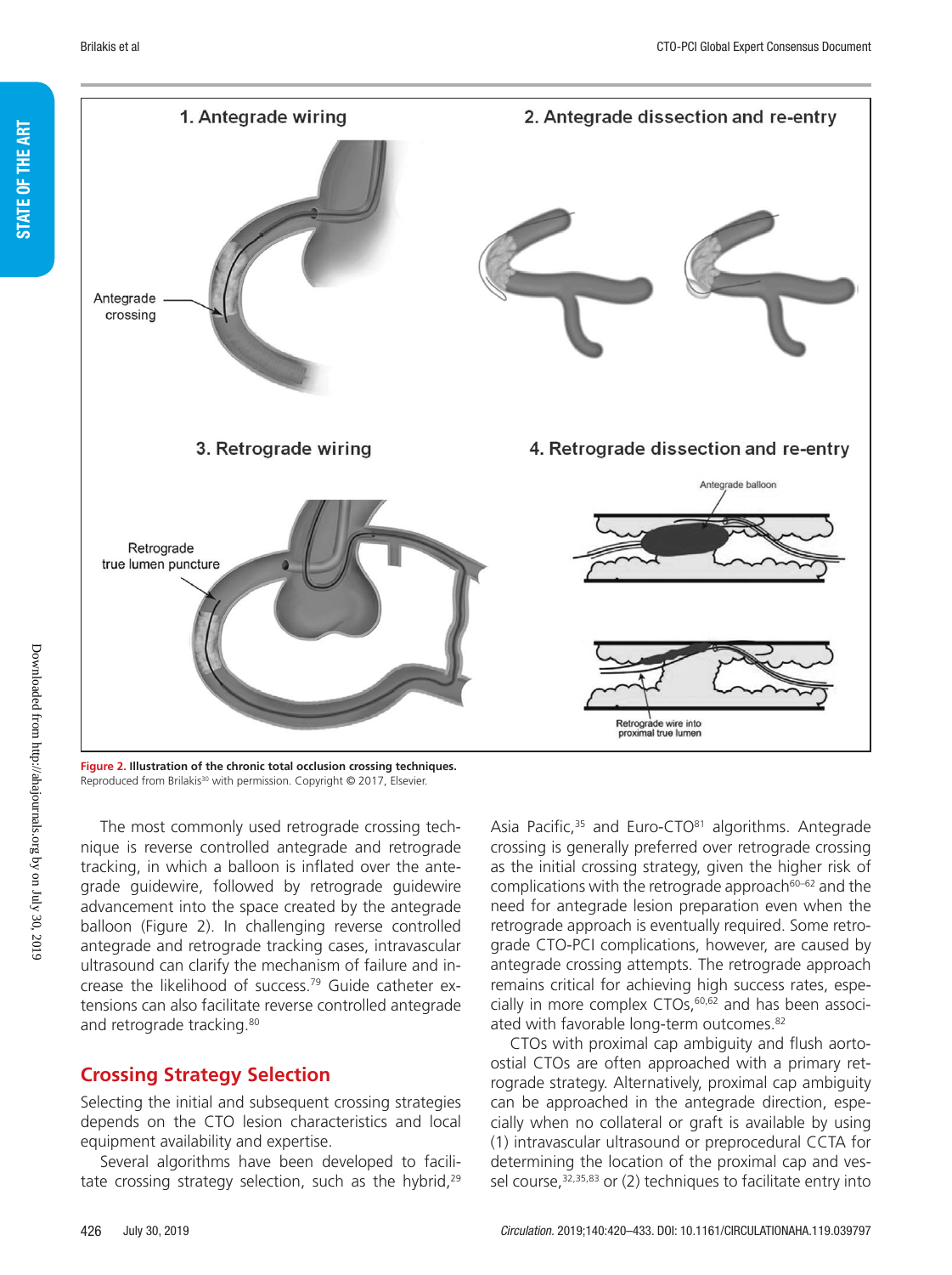**Figure 2. Illustration of the chronic total occlusion crossing techniques.**
Reproduced from Brilakis[30] with permission. Copyright © 2017, Elsevier.

The most commonly used retrograde crossing technique is reverse controlled antegrade and retrograde tracking, in which a balloon is inflated over the antegrade guidewire, followed by retrograde guidewire advancement into the space created by the antegrade balloon (Figure 2). In challenging reverse controlled antegrade and retrograde tracking cases, intravascular ultrasound can clarify the mechanism of failure and increase the likelihood of success.[79] Guide catheter extensions can also facilitate reverse controlled antegrade and retrograde tracking.[80]

## Crossing Strategy Selection

Selecting the initial and subsequent crossing strategies depends on the CTO lesion characteristics and local equipment availability and expertise.

Several algorithms have been developed to facilitate crossing strategy selection, such as the hybrid,[29] Asia Pacific,[35] and Euro-CTO[81] algorithms. Antegrade crossing is generally preferred over retrograde crossing as the initial crossing strategy, given the higher risk of complications with the retrograde approach[60–62] and the need for antegrade lesion preparation even when the retrograde approach is eventually required. Some retrograde CTO-PCI complications, however, are caused by antegrade crossing attempts. The retrograde approach remains critical for achieving high success rates, especially in more complex CTOs,[60,62] and has been associated with favorable long-term outcomes.[82]

CTOs with proximal cap ambiguity and flush aorto-ostial CTOs are often approached with a primary retrograde strategy. Alternatively, proximal cap ambiguity can be approached in the antegrade direction, especially when no collateral or graft is available by using (1) intravascular ultrasound or preprocedural CCTA for determining the location of the proximal cap and vessel course,[32,35,83] or (2) techniques to facilitate entry into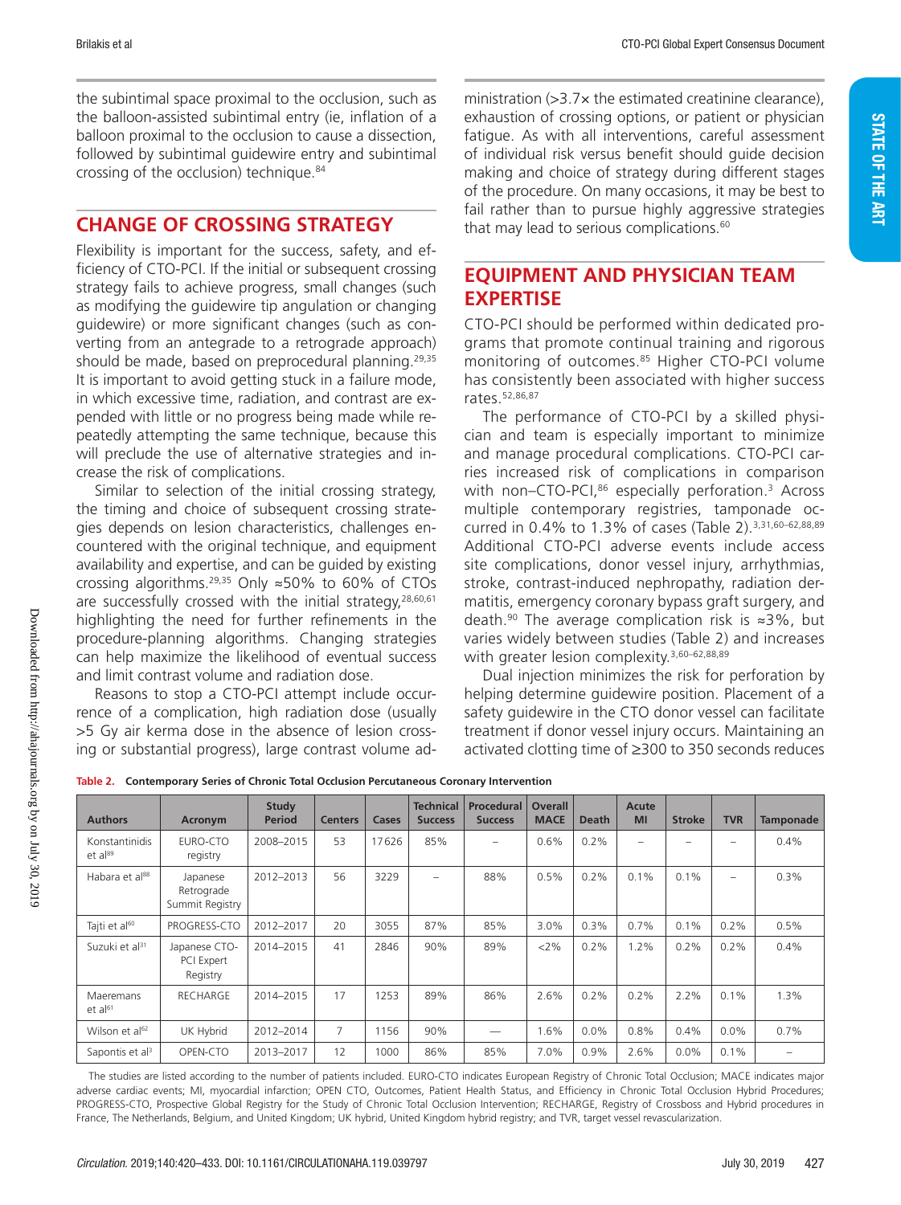the subintimal space proximal to the occlusion, such as the balloon-assisted subintimal entry (ie, inflation of a balloon proximal to the occlusion to cause a dissection, followed by subintimal guidewire entry and subintimal crossing of the occlusion) technique.[84]

## CHANGE OF CROSSING STRATEGY

Flexibility is important for the success, safety, and efficiency of CTO-PCI. If the initial or subsequent crossing strategy fails to achieve progress, small changes (such as modifying the guidewire tip angulation or changing guidewire) or more significant changes (such as converting from an antegrade to a retrograde approach) should be made, based on preprocedural planning.[29,35] It is important to avoid getting stuck in a failure mode, in which excessive time, radiation, and contrast are expended with little or no progress being made while repeatedly attempting the same technique, because this will preclude the use of alternative strategies and increase the risk of complications.

Similar to selection of the initial crossing strategy, the timing and choice of subsequent crossing strategies depends on lesion characteristics, challenges encountered with the original technique, and equipment availability and expertise, and can be guided by existing crossing algorithms.[29,35] Only ≈50% to 60% of CTOs are successfully crossed with the initial strategy,[28,60,61] highlighting the need for further refinements in the procedure-planning algorithms. Changing strategies can help maximize the likelihood of eventual success and limit contrast volume and radiation dose.

Reasons to stop a CTO-PCI attempt include occurrence of a complication, high radiation dose (usually >5 Gy air kerma dose in the absence of lesion crossing or substantial progress), large contrast volume administration (>3.7× the estimated creatinine clearance), exhaustion of crossing options, or patient or physician fatigue. As with all interventions, careful assessment of individual risk versus benefit should guide decision making and choice of strategy during different stages of the procedure. On many occasions, it may be best to fail rather than to pursue highly aggressive strategies that may lead to serious complications.[60]

## EQUIPMENT AND PHYSICIAN TEAM EXPERTISE

CTO-PCI should be performed within dedicated programs that promote continual training and rigorous monitoring of outcomes.[85] Higher CTO-PCI volume has consistently been associated with higher success rates.[52,86,87]

The performance of CTO-PCI by a skilled physician and team is especially important to minimize and manage procedural complications. CTO-PCI carries increased risk of complications in comparison with non–CTO-PCI,[86] especially perforation.[3] Across multiple contemporary registries, tamponade occurred in 0.4% to 1.3% of cases (Table 2).[3,31,60–62,88,89] Additional CTO-PCI adverse events include access site complications, donor vessel injury, arrhythmias, stroke, contrast-induced nephropathy, radiation dermatitis, emergency coronary bypass graft surgery, and death.[90] The average complication risk is ≈3%, but varies widely between studies (Table 2) and increases with greater lesion complexity.[3,60–62,88,89]

Dual injection minimizes the risk for perforation by helping determine guidewire position. Placement of a safety guidewire in the CTO donor vessel can facilitate treatment if donor vessel injury occurs. Maintaining an activated clotting time of ≥300 to 350 seconds reduces

**Table 2. Contemporary Series of Chronic Total Occlusion Percutaneous Coronary Intervention**

| Authors | Acronym | Study Period | Centers | Cases | Technical Success | Procedural Success | Overall MACE | Death | Acute MI | Stroke | TVR | Tamponade |
|---|---|---|---|---|---|---|---|---|---|---|---|---|
| Konstantinidis et al[89] | EURO-CTO registry | 2008–2015 | 53 | 17626 | 85% | – | 0.6% | 0.2% | – | – | – | 0.4% |
| Habara et al[88] | Japanese Retrograde Summit Registry | 2012–2013 | 56 | 3229 | – | 88% | 0.5% | 0.2% | 0.1% | 0.1% | – | 0.3% |
| Tajti et al[60] | PROGRESS-CTO | 2012–2017 | 20 | 3055 | 87% | 85% | 3.0% | 0.3% | 0.7% | 0.1% | 0.2% | 0.5% |
| Suzuki et al[31] | Japanese CTO-PCI Expert Registry | 2014–2015 | 41 | 2846 | 90% | 89% | <2% | 0.2% | 1.2% | 0.2% | 0.2% | 0.4% |
| Maeremans et al[61] | RECHARGE | 2014–2015 | 17 | 1253 | 89% | 86% | 2.6% | 0.2% | 0.2% | 2.2% | 0.1% | 1.3% |
| Wilson et al[62] | UK Hybrid | 2012–2014 | 7 | 1156 | 90% | — | 1.6% | 0.0% | 0.8% | 0.4% | 0.0% | 0.7% |
| Sapontis et al[3] | OPEN-CTO | 2013–2017 | 12 | 1000 | 86% | 85% | 7.0% | 0.9% | 2.6% | 0.0% | 0.1% | – |

The studies are listed according to the number of patients included. EURO-CTO indicates European Registry of Chronic Total Occlusion; MACE indicates major adverse cardiac events; MI, myocardial infarction; OPEN CTO, Outcomes, Patient Health Status, and Efficiency in Chronic Total Occlusion Hybrid Procedures; PROGRESS-CTO, Prospective Global Registry for the Study of Chronic Total Occlusion Intervention; RECHARGE, Registry of Crossboss and Hybrid procedures in France, The Netherlands, Belgium, and United Kingdom; UK hybrid, United Kingdom hybrid registry; and TVR, target vessel revascularization.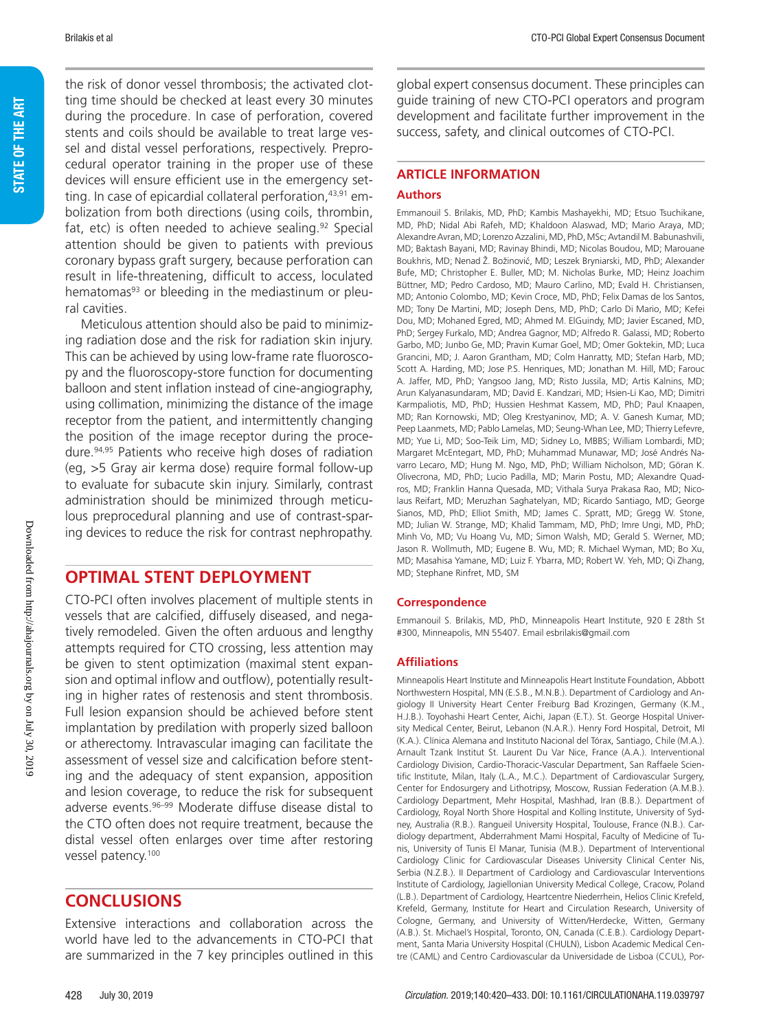the risk of donor vessel thrombosis; the activated clotting time should be checked at least every 30 minutes during the procedure. In case of perforation, covered stents and coils should be available to treat large vessel and distal vessel perforations, respectively. Preprocedural operator training in the proper use of these devices will ensure efficient use in the emergency setting. In case of epicardial collateral perforation,[43,91] embolization from both directions (using coils, thrombin, fat, etc) is often needed to achieve sealing.[92] Special attention should be given to patients with previous coronary bypass graft surgery, because perforation can result in life-threatening, difficult to access, loculated hematomas[93] or bleeding in the mediastinum or pleural cavities.

Meticulous attention should also be paid to minimizing radiation dose and the risk for radiation skin injury. This can be achieved by using low-frame rate fluoroscopy and the fluoroscopy-store function for documenting balloon and stent inflation instead of cine-angiography, using collimation, minimizing the distance of the image receptor from the patient, and intermittently changing the position of the image receptor during the procedure.[94,95] Patients who receive high doses of radiation (eg, >5 Gray air kerma dose) require formal follow-up to evaluate for subacute skin injury. Similarly, contrast administration should be minimized through meticulous preprocedural planning and use of contrast-sparing devices to reduce the risk for contrast nephropathy.

## OPTIMAL STENT DEPLOYMENT

CTO-PCI often involves placement of multiple stents in vessels that are calcified, diffusely diseased, and negatively remodeled. Given the often arduous and lengthy attempts required for CTO crossing, less attention may be given to stent optimization (maximal stent expansion and optimal inflow and outflow), potentially resulting in higher rates of restenosis and stent thrombosis. Full lesion expansion should be achieved before stent implantation by predilation with properly sized balloon or atherectomy. Intravascular imaging can facilitate the assessment of vessel size and calcification before stenting and the adequacy of stent expansion, apposition and lesion coverage, to reduce the risk for subsequent adverse events.[96–99] Moderate diffuse disease distal to the CTO often does not require treatment, because the distal vessel often enlarges over time after restoring vessel patency.[100]

## CONCLUSIONS

Extensive interactions and collaboration across the world have led to the advancements in CTO-PCI that are summarized in the 7 key principles outlined in this global expert consensus document. These principles can guide training of new CTO-PCI operators and program development and facilitate further improvement in the success, safety, and clinical outcomes of CTO-PCI.

## ARTICLE INFORMATION

### Authors

Emmanouil S. Brilakis, MD, PhD; Kambis Mashayekhi, MD; Etsuo Tsuchikane, MD, PhD; Nidal Abi Rafeh, MD; Khaldoon Alaswad, MD; Mario Araya, MD; Alexandre Avran, MD; Lorenzo Azzalini, MD, PhD, MSc; Avtandil M. Babunashvili, MD; Baktash Bayani, MD; Ravinay Bhindi, MD; Nicolas Boudou, MD; Marouane Boukhris, MD; Nenad Ž. Božinović, MD; Leszek Bryniarski, MD, PhD; Alexander Bufe, MD; Christopher E. Buller, MD; M. Nicholas Burke, MD; Heinz Joachim Büttner, MD; Pedro Cardoso, MD; Mauro Carlino, MD; Evald H. Christiansen, MD; Antonio Colombo, MD; Kevin Croce, MD, PhD; Felix Damas de los Santos, MD; Tony De Martini, MD; Joseph Dens, MD, PhD; Carlo Di Mario, MD; Kefei Dou, MD; Mohaned Egred, MD; Ahmed M. ElGuindy, MD; Javier Escaned, MD, PhD; Sergey Furkalo, MD; Andrea Gagnor, MD; Alfredo R. Galassi, MD; Roberto Garbo, MD; Junbo Ge, MD; Pravin Kumar Goel, MD; Omer Goktekin, MD; Luca Grancini, MD; J. Aaron Grantham, MD; Colm Hanratty, MD; Stefan Harb, MD; Scott A. Harding, MD; Jose P.S. Henriques, MD; Jonathan M. Hill, MD; Farouc A. Jaffer, MD, PhD; Yangsoo Jang, MD; Risto Jussila, MD; Artis Kalnins, MD; Arun Kalyanasundaram, MD; David E. Kandzari, MD; Hsien-Li Kao, MD; Dimitri Karmpaliotis, MD, PhD; Hussien Heshmat Kassem, MD, PhD; Paul Knaapen, MD; Ran Kornowski, MD; Oleg Krestyaninov, MD; A. V. Ganesh Kumar, MD; Peep Laanmets, MD; Pablo Lamelas, MD; Seung-Whan Lee, MD; Thierry Lefevre, MD; Yue Li, MD; Soo-Teik Lim, MD; Sidney Lo, MBBS; William Lombardi, MD; Margaret McEntegart, MD, PhD; Muhammad Munawar, MD; José Andrés Navarro Lecaro, MD; Hung M. Ngo, MD, PhD; William Nicholson, MD; Göran K. Olivecrona, MD, PhD; Lucio Padilla, MD; Marin Postu, MD; Alexandre Quadros, MD; Franklin Hanna Quesada, MD; Vithala Surya Prakasa Rao, MD; Nicolaus Reifart, MD; Meruzhan Saghatelyan, MD; Ricardo Santiago, MD; George Sianos, MD, PhD; Elliot Smith, MD; James C. Spratt, MD; Gregg W. Stone, MD; Julian W. Strange, MD; Khalid Tammam, MD, PhD; Imre Ungi, MD, PhD; Minh Vo, MD; Vu Hoang Vu, MD; Simon Walsh, MD; Gerald S. Werner, MD; Jason R. Wollmuth, MD; Eugene B. Wu, MD; R. Michael Wyman, MD; Bo Xu, MD; Masahisa Yamane, MD; Luiz F. Ybarra, MD; Robert W. Yeh, MD; Qi Zhang, MD; Stephane Rinfret, MD, SM

### Correspondence

Emmanouil S. Brilakis, MD, PhD, Minneapolis Heart Institute, 920 E 28th St #300, Minneapolis, MN 55407. Email esbrilakis@gmail.com

### Affiliations

Minneapolis Heart Institute and Minneapolis Heart Institute Foundation, Abbott Northwestern Hospital, MN (E.S.B., M.N.B.). Department of Cardiology and Angiology II University Heart Center Freiburg Bad Krozingen, Germany (K.M., H.J.B.). Toyohashi Heart Center, Aichi, Japan (E.T.). St. George Hospital University Medical Center, Beirut, Lebanon (N.A.R.). Henry Ford Hospital, Detroit, MI (K.A.). Clínica Alemana and Instituto Nacional del Tórax, Santiago, Chile (M.A.). Arnault Tzank Institut St. Laurent Du Var Nice, France (A.A.). Interventional Cardiology Division, Cardio-Thoracic-Vascular Department, San Raffaele Scientific Institute, Milan, Italy (L.A., M.C.). Department of Cardiovascular Surgery, Center for Endosurgery and Lithotripsy, Moscow, Russian Federation (A.M.B.). Cardiology Department, Mehr Hospital, Mashhad, Iran (B.B.). Department of Cardiology, Royal North Shore Hospital and Kolling Institute, University of Sydney, Australia (R.B.). Rangueil University Hospital, Toulouse, France (N.B.). Cardiology department, Abderrahment Mami Hospital, Faculty of Medicine of Tunis, University of Tunis El Manar, Tunisia (M.B.). Department of Interventional Cardiology Clinic for Cardiovascular Diseases University Clinical Center Nis, Serbia (N.Z.B.). II Department of Cardiology and Cardiovascular Interventions Institute of Cardiology, Jagiellonian University Medical College, Cracow, Poland (L.B.). Department of Cardiology, Heartcentre Niederrhein, Helios Clinic Krefeld, Krefeld, Germany, Institute for Heart and Circulation Research, University of Cologne, Germany, and University of Witten/Herdecke, Witten, Germany (A.B.). St. Michael's Hospital, Toronto, ON, Canada (C.E.B.). Cardiology Department, Santa Maria University Hospital (CHULN), Lisbon Academic Medical Centre (CAML) and Centro Cardiovascular da Universidade de Lisboa (CCUL), Por-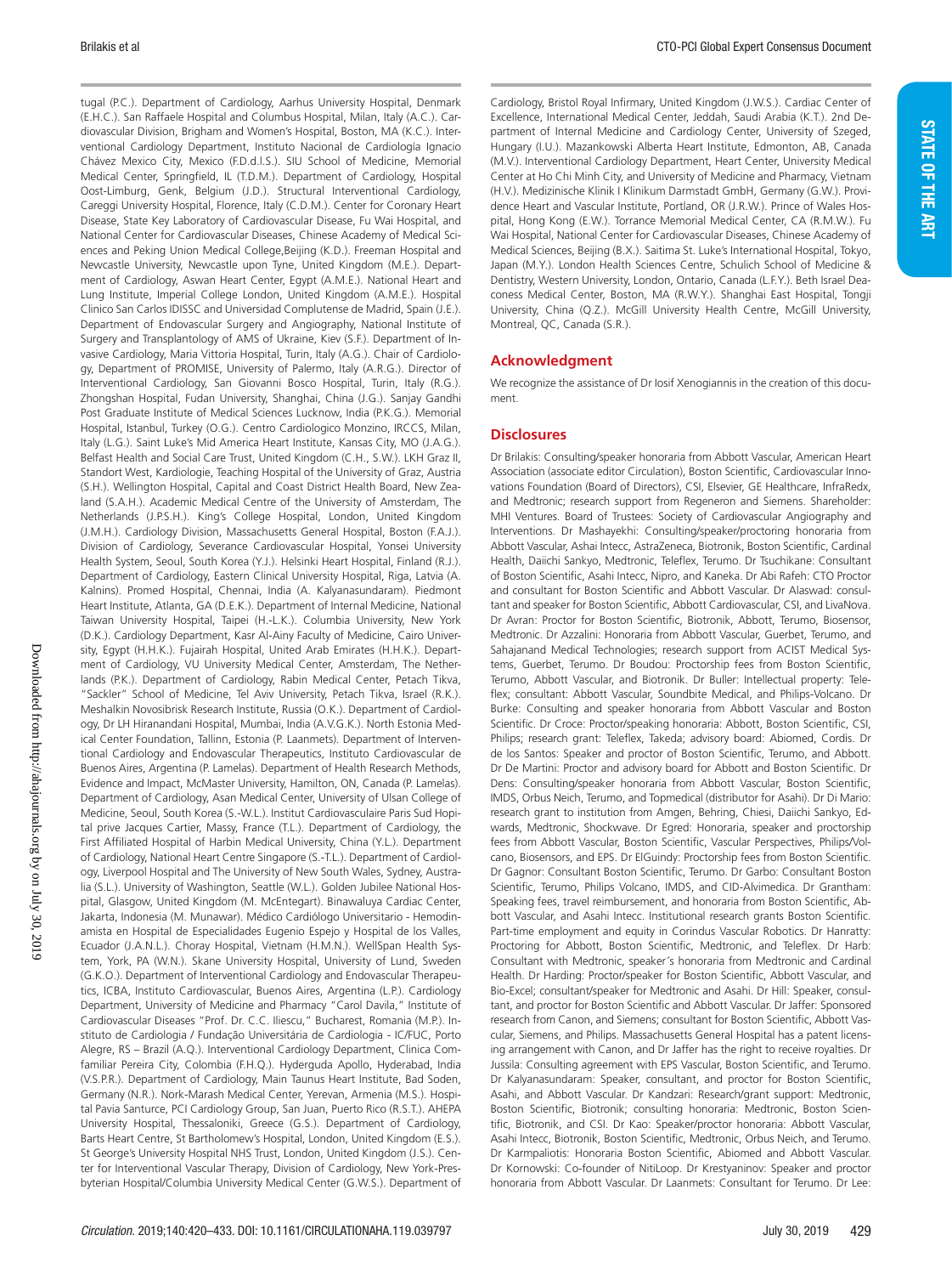tugal (P.C.). Department of Cardiology, Aarhus University Hospital, Denmark (E.H.C.). San Raffaele Hospital and Columbus Hospital, Milan, Italy (A.C.). Cardiovascular Division, Brigham and Women's Hospital, Boston, MA (K.C.). Interventional Cardiology Department, Instituto Nacional de Cardiologia Ignacio Chávez Mexico City, Mexico (F.D.d.l.S.). SIU School of Medicine, Memorial Medical Center, Springfield, IL (T.D.M.). Department of Cardiology, Hospital Oost-Limburg, Genk, Belgium (J.D.). Structural Interventional Cardiology, Careggi University Hospital, Florence, Italy (C.D.M.). Center for Coronary Heart Disease, State Key Laboratory of Cardiovascular Disease, Fu Wai Hospital, and National Center for Cardiovascular Diseases, Chinese Academy of Medical Sciences and Peking Union Medical College,Beijing (K.D.). Freeman Hospital and Newcastle University, Newcastle upon Tyne, United Kingdom (M.E.). Department of Cardiology, Aswan Heart Center, Egypt (A.M.E.). National Heart and Lung Institute, Imperial College London, United Kingdom (A.M.E.). Hospital Clinico San Carlos IDISSC and Universidad Complutense de Madrid, Spain (J.E.). Department of Endovascular Surgery and Angiography, National Institute of Surgery and Transplantology of AMS of Ukraine, Kiev (S.F.). Department of Invasive Cardiology, Maria Vittoria Hospital, Turin, Italy (A.G.). Chair of Cardiology, Department of PROMISE, University of Palermo, Italy (A.R.G.). Director of Interventional Cardiology, San Giovanni Bosco Hospital, Turin, Italy (R.G.). Zhongshan Hospital, Fudan University, Shanghai, China (J.G.). Sanjay Gandhi Post Graduate Institute of Medical Sciences Lucknow, India (P.K.G.). Memorial Hospital, Istanbul, Turkey (O.G.). Centro Cardiologico Monzino, IRCCS, Milan, Italy (L.G.). Saint Luke's Mid America Heart Institute, Kansas City, MO (J.A.G.). Belfast Health and Social Care Trust, United Kingdom (C.H., S.W.). LKH Graz II, Standort West, Kardiologie, Teaching Hospital of the University of Graz, Austria (S.H.). Wellington Hospital, Capital and Coast District Health Board, New Zealand (S.A.H.). Academic Medical Centre of the University of Amsterdam, The Netherlands (J.P.S.H.). King's College Hospital, London, United Kingdom (J.M.H.). Cardiology Division, Massachusetts General Hospital, Boston (F.A.J.). Division of Cardiology, Severance Cardiovascular Hospital, Yonsei University Health System, Seoul, South Korea (Y.J.). Helsinki Heart Hospital, Finland (R.J.). Department of Cardiology, Eastern Clinical University Hospital, Riga, Latvia (A. Kalnins). Promed Hospital, Chennai, India (A. Kalyanasundaram). Piedmont Heart Institute, Atlanta, GA (D.E.K.). Department of Internal Medicine, National Taiwan University Hospital, Taipei (H.-L.K.). Columbia University, New York (D.K.). Cardiology Department, Kasr Al-Ainy Faculty of Medicine, Cairo University, Egypt (H.H.K.). Fujairah Hospital, United Arab Emirates (H.H.K.). Department of Cardiology, VU University Medical Center, Amsterdam, The Netherlands (P.K.). Department of Cardiology, Rabin Medical Center, Petach Tikva, "Sackler" School of Medicine, Tel Aviv University, Petach Tikva, Israel (R.K.). Meshalkin Novosibrisk Research Institute, Russia (O.K.). Department of Cardiology, Dr LH Hiranandani Hospital, Mumbai, India (A.V.G.K.). North Estonia Medical Center Foundation, Tallinn, Estonia (P. Laanmets). Department of Interventional Cardiology and Endovascular Therapeutics, Instituto Cardiovascular de Buenos Aires, Argentina (P. Lamelas). Department of Health Research Methods, Evidence and Impact, McMaster University, Hamilton, ON, Canada (P. Lamelas). Department of Cardiology, Asan Medical Center, University of Ulsan College of Medicine, Seoul, South Korea (S.-W.L.). Institut Cardiovasculaire Paris Sud Hopital prive Jacques Cartier, Massy, France (T.L.). Department of Cardiology, the First Affiliated Hospital of Harbin Medical University, China (Y.L.). Department of Cardiology, National Heart Centre Singapore (S.-T.L.). Department of Cardiology, Liverpool Hospital and The University of New South Wales, Sydney, Australia (S.L.). University of Washington, Seattle (W.L.). Golden Jubilee National Hospital, Glasgow, United Kingdom (M. McEntegart). Binawaluya Cardiac Center, Jakarta, Indonesia (M. Munawar). Médico Cardiólogo Universitario - Hemodinamista en Hospital de Especialidades Eugenio Espejo y Hospital de los Valles, Ecuador (J.A.N.L.). Choray Hospital, Vietnam (H.M.N.). WellSpan Health System, York, PA (W.N.). Skane University Hospital, University of Lund, Sweden (G.K.O.). Department of Interventional Cardiology and Endovascular Therapeutics, ICBA, Instituto Cardiovascular, Buenos Aires, Argentina (L.P.). Cardiology Department, University of Medicine and Pharmacy "Carol Davila," Institute of Cardiovascular Diseases "Prof. Dr. C.C. Iliescu," Bucharest, Romania (M.P.). Instituto de Cardiologia / Fundação Universitária de Cardiologia - IC/FUC, Porto Alegre, RS – Brazil (A.Q.). Interventional Cardiology Department, Clinica Comfamiliar Pereira City, Colombia (F.H.Q.). Hyderguda Apollo, Hyderabad, India (V.S.P.R.). Department of Cardiology, Main Taunus Heart Institute, Bad Soden, Germany (N.R.). Nork-Marash Medical Center, Yerevan, Armenia (M.S.). Hospital Pavia Santurce, PCI Cardiology Group, San Juan, Puerto Rico (R.S.T.). AHEPA University Hospital, Thessaloniki, Greece (G.S.). Department of Cardiology, Barts Heart Centre, St Bartholomew's Hospital, London, United Kingdom (E.S.). St George's University Hospital NHS Trust, London, United Kingdom (J.S.). Center for Interventional Vascular Therapy, Division of Cardiology, New York-Presbyterian Hospital/Columbia University Medical Center (G.W.S.). Department of Cardiology, Bristol Royal Infirmary, United Kingdom (J.W.S.). Cardiac Center of Excellence, International Medical Center, Jeddah, Saudi Arabia (K.T.). 2nd Department of Internal Medicine and Cardiology Center, University of Szeged, Hungary (I.U.). Mazankowski Alberta Heart Institute, Edmonton, AB, Canada (M.V.). Interventional Cardiology Department, Heart Center, University Medical Center at Ho Chi Minh City, and University of Medicine and Pharmacy, Vietnam (H.V.). Medizinische Klinik I Klinikum Darmstadt GmbH, Germany (G.W.). Providence Heart and Vascular Institute, Portland, OR (J.R.W.). Prince of Wales Hospital, Hong Kong (E.W.). Torrance Memorial Medical Center, CA (R.M.W.). Fu Wai Hospital, National Center for Cardiovascular Diseases, Chinese Academy of Medical Sciences, Beijing (B.X.). Saitima St. Luke's International Hospital, Tokyo, Japan (M.Y.). London Health Sciences Centre, Schulich School of Medicine & Dentistry, Western University, London, Ontario, Canada (L.F.Y.). Beth Israel Deaconess Medical Center, Boston, MA (R.W.Y.). Shanghai East Hospital, Tongji University, China (Q.Z.). McGill University Health Centre, McGill University, Montreal, QC, Canada (S.R.).

## Acknowledgment

We recognize the assistance of Dr Iosif Xenogiannis in the creation of this document.

## Disclosures

Dr Brilakis: Consulting/speaker honoraria from Abbott Vascular, American Heart Association (associate editor Circulation), Boston Scientific, Cardiovascular Innovations Foundation (Board of Directors), CSI, Elsevier, GE Healthcare, InfraRedx, and Medtronic; research support from Regeneron and Siemens. Shareholder: MHI Ventures. Board of Trustees: Society of Cardiovascular Angiography and Interventions. Dr Mashayekhi: Consulting/speaker/proctoring honoraria from Abbott Vascular, Ashai Intecc, AstraZeneca, Biotronik, Boston Scientific, Cardinal Health, Daiichi Sankyo, Medtronic, Teleflex, Terumo. Dr Tsuchikane: Consultant of Boston Scientific, Asahi Intecc, Nipro, and Kaneka. Dr Abi Rafeh: CTO Proctor and consultant for Boston Scientific and Abbott Vascular. Dr Alaswad: consultant and speaker for Boston Scientific, Abbott Cardiovascular, CSI, and LivaNova. Dr Avran: Proctor for Boston Scientific, Biotronik, Abbott, Terumo, Biosensor, Medtronic. Dr Azzalini: Honoraria from Abbott Vascular, Guerbet, Terumo, and Sahajanand Medical Technologies; research support from ACIST Medical Systems, Guerbet, Terumo. Dr Boudou: Proctorship fees from Boston Scientific, Terumo, Abbott Vascular, and Biotronik. Dr Buller: Intellectual property: Teleflex; consultant: Abbott Vascular, Soundbite Medical, and Philips-Volcano. Dr Burke: Consulting and speaker honoraria from Abbott Vascular and Boston Scientific. Dr Croce: Proctor/speaking honoraria: Abbott, Boston Scientific, CSI, Philips; research grant: Teleflex, Takeda; advisory board: Abiomed, Cordis. Dr de los Santos: Speaker and proctor of Boston Scientific, Terumo, and Abbott. Dr De Martini: Proctor and advisory board for Abbott and Boston Scientific. Dr Dens: Consulting/speaker honoraria from Abbott Vascular, Boston Scientific, IMDS, Orbus Neich, Terumo, and Topmedical (distributor for Asahi). Dr Di Mario: research grant to institution from Amgen, Behring, Chiesi, Daiichi Sankyo, Edwards, Medtronic, Shockwave. Dr Egred: Honoraria, speaker and proctorship fees from Abbott Vascular, Boston Scientific, Vascular Perspectives, Philips/Volcano, Biosensors, and EPS. Dr ElGuindy: Proctorship fees from Boston Scientific. Dr Gagnor: Consultant Boston Scientific, Terumo. Dr Garbo: Consultant Boston Scientific, Terumo, Philips Volcano, IMDS, and CID-Alvimedica. Dr Grantham: Speaking fees, travel reimbursement, and honoraria from Boston Scientific, Abbott Vascular, and Asahi Intecc. Institutional research grants Boston Scientific. Part-time employment and equity in Corindus Vascular Robotics. Dr Hanratty: Proctoring for Abbott, Boston Scientific, Medtronic, and Teleflex. Dr Harb: Consultant with Medtronic, speaker´s honoraria from Medtronic and Cardinal Health. Dr Harding: Proctor/speaker for Boston Scientific, Abbott Vascular, and Bio-Excel; consultant/speaker for Medtronic and Asahi. Dr Hill: Speaker, consultant, and proctor for Boston Scientific and Abbott Vascular. Dr Jaffer: Sponsored research from Canon, and Siemens; consultant for Boston Scientific, Abbott Vascular, Siemens, and Philips. Massachusetts General Hospital has a patent licensing arrangement with Canon, and Dr Jaffer has the right to receive royalties. Dr Jussila: Consulting agreement with EPS Vascular, Boston Scientific, and Terumo. Dr Kalyanasundaram: Speaker, consultant, and proctor for Boston Scientific, Asahi, and Abbott Vascular. Dr Kandzari: Research/grant support: Medtronic, Boston Scientific, Biotronik; consulting honoraria: Medtronic, Boston Scientific, Biotronik, and CSI. Dr Kao: Speaker/proctor honoraria: Abbott Vascular, Asahi Intecc, Biotronik, Boston Scientific, Medtronic, Orbus Neich, and Terumo. Dr Karmpaliotis: Honoraria Boston Scientific, Abiomed and Abbott Vascular. Dr Kornowski: Co-founder of NitiLoop. Dr Krestyaninov: Speaker and proctor honoraria from Abbott Vascular. Dr Laanmets: Consultant for Terumo. Dr Lee: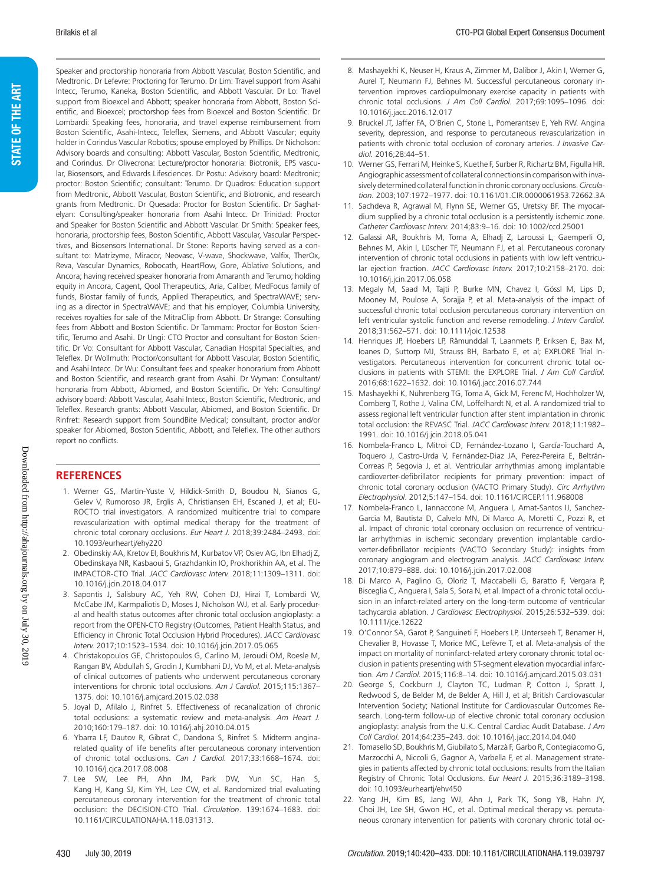Speaker and proctorship honoraria from Abbott Vascular, Boston Scientific, and Medtronic. Dr Lefevre: Proctoring for Terumo. Dr Lim: Travel support from Asahi Intecc, Terumo, Kaneka, Boston Scientific, and Abbott Vascular. Dr Lo: Travel support from Bioexcel and Abbott; speaker honoraria from Abbott, Boston Scientific, and Bioexcel; proctorshop fees from Bioexcel and Boston Scientific. Dr Lombardi: Speaking fees, honoraria, and travel expense reimbursement from Boston Scientific, Asahi-Intecc, Teleflex, Siemens, and Abbott Vascular; equity holder in Corindus Vascular Robotics; spouse employed by Phillips. Dr Nicholson: Advisory boards and consulting: Abbott Vascular, Boston Scientific, Medtronic, and Corindus. Dr Olivecrona: Lecture/proctor honoraria: Biotronik, EPS vascular, Biosensors, and Edwards Lifesciences. Dr Postu: Advisory board: Medtronic; proctor: Boston Scientific; consultant: Terumo. Dr Quadros: Education support from Medtronic, Abbott Vascular, Boston Scientific, and Biotronic, and research grants from Medtronic. Dr Quesada: Proctor for Boston Scientific. Dr Saghatelyan: Consulting/speaker honoraria from Asahi Intecc. Dr Trinidad: Proctor and Speaker for Boston Scientific and Abbott Vascular. Dr Smith: Speaker fees, honoraria, proctorship fees, Boston Scientific, Abbott Vascular, Vascular Perspectives, and Biosensors International. Dr Stone: Reports having served as a consultant to: Matrizyme, Miracor, Neovasc, V-wave, Shockwave, Valfix, TherOx, Reva, Vascular Dynamics, Robocath, HeartFlow, Gore, Ablative Solutions, and Ancora; having received speaker honoraria from Amaranth and Terumo; holding equity in Ancora, Cagent, Qool Therapeutics, Aria, Caliber, MedFocus family of funds, Biostar family of funds, Applied Therapeutics, and SpectraWAVE; serving as a director in SpectraWAVE; and that his employer, Columbia University, receives royalties for sale of the MitraClip from Abbott. Dr Strange: Consulting fees from Abbott and Boston Scientific. Dr Tammam: Proctor for Boston Scientific, Terumo and Asahi. Dr Ungi: CTO Proctor and consultant for Boston Scientific. Dr Vo: Consultant for Abbott Vascular, Canadian Hospital Specialties, and Teleflex. Dr Wollmuth: Proctor/consultant for Abbott Vascular, Boston Scientific, and Asahi Intecc. Dr Wu: Consultant fees and speaker honorarium from Abbott and Boston Scientific, and research grant from Asahi. Dr Wyman: Consultant/honoraria from Abbott, Abiomed, and Boston Scientific. Dr Yeh: Consulting/advisory board: Abbott Vascular, Asahi Intecc, Boston Scientific, Medtronic, and Teleflex. Research grants: Abbott Vascular, Abiomed, and Boston Scientific. Dr Rinfret: Research support from SoundBite Medical; consultant, proctor and/or speaker for Abiomed, Boston Scientific, Abbott, and Teleflex. The other authors report no conflicts.

## REFERENCES

1. Werner GS, Martin-Yuste V, Hildick-Smith D, Boudou N, Sianos G, Gelev V, Rumoroso JR, Erglis A, Christiansen EH, Escaned J, et al; EU-ROCTO trial investigators. A randomized multicentre trial to compare revascularization with optimal medical therapy for the treatment of chronic total coronary occlusions. *Eur Heart J.* 2018;39:2484–2493. doi: 10.1093/eurheartj/ehy220
2. Obedinskiy AA, Kretov EI, Boukhris M, Kurbatov VP, Osiev AG, Ibn Elhadj Z, Obedinskaya NR, Kasbaoui S, Grazhdankin IO, Prokhorikhin AA, et al. The IMPACTOR-CTO Trial. *JACC Cardiovasc Interv.* 2018;11:1309–1311. doi: 10.1016/j.jcin.2018.04.017
3. Sapontis J, Salisbury AC, Yeh RW, Cohen DJ, Hirai T, Lombardi W, McCabe JM, Karmpaliotis D, Moses J, Nicholson WJ, et al. Early procedural and health status outcomes after chronic total occlusion angioplasty: a report from the OPEN-CTO Registry (Outcomes, Patient Health Status, and Efficiency in Chronic Total Occlusion Hybrid Procedures). *JACC Cardiovasc Interv.* 2017;10:1523–1534. doi: 10.1016/j.jcin.2017.05.065
4. Christakopoulos GE, Christopoulos G, Carlino M, Jeroudi OM, Roesle M, Rangan BV, Abdullah S, Grodin J, Kumbhani DJ, Vo M, et al. Meta-analysis of clinical outcomes of patients who underwent percutaneous coronary interventions for chronic total occlusions. *Am J Cardiol.* 2015;115:1367–1375. doi: 10.1016/j.amjcard.2015.02.038
5. Joyal D, Afilalo J, Rinfret S. Effectiveness of recanalization of chronic total occlusions: a systematic review and meta-analysis. *Am Heart J.* 2010;160:179–187. doi: 10.1016/j.ahj.2010.04.015
6. Ybarra LF, Dautov R, Gibrat C, Dandona S, Rinfret S. Midterm angina-related quality of life benefits after percutaneous coronary intervention of chronic total occlusions. *Can J Cardiol.* 2017;33:1668–1674. doi: 10.1016/j.cjca.2017.08.008
7. Lee SW, Lee PH, Ahn JM, Park DW, Yun SC, Han S, Kang H, Kang SJ, Kim YH, Lee CW, et al. Randomized trial evaluating percutaneous coronary intervention for the treatment of chronic total occlusion: the DECISION-CTO Trial. *Circulation*. 139:1674–1683. doi: 10.1161/CIRCULATIONAHA.118.031313.
8. Mashayekhi K, Neuser H, Kraus A, Zimmer M, Dalibor J, Akin I, Werner G, Aurel T, Neumann FJ, Behnes M. Successful percutaneous coronary intervention improves cardiopulmonary exercise capacity in patients with chronic total occlusions. *J Am Coll Cardiol.* 2017;69:1095–1096. doi: 10.1016/j.jacc.2016.12.017
9. Bruckel JT, Jaffer FA, O'Brien C, Stone L, Pomerantsev E, Yeh RW. Angina severity, depression, and response to percutaneous revascularization in patients with chronic total occlusion of coronary arteries. *J Invasive Cardiol.* 2016;28:44–51.
10. Werner GS, Ferrari M, Heinke S, Kuethe F, Surber R, Richartz BM, Figulla HR. Angiographic assessment of collateral connections in comparison with invasively determined collateral function in chronic coronary occlusions. *Circulation.* 2003;107:1972–1977. doi: 10.1161/01.CIR.0000061953.72662.3A
11. Sachdeva R, Agrawal M, Flynn SE, Werner GS, Uretsky BF. The myocardium supplied by a chronic total occlusion is a persistently ischemic zone. *Catheter Cardiovasc Interv.* 2014;83:9–16. doi: 10.1002/ccd.25001
12. Galassi AR, Boukhris M, Toma A, Elhadj Z, Laroussi L, Gaemperli O, Behnes M, Akin I, Lüscher TF, Neumann FJ, et al. Percutaneous coronary intervention of chronic total occlusions in patients with low left ventricular ejection fraction. *JACC Cardiovasc Interv.* 2017;10:2158–2170. doi: 10.1016/j.jcin.2017.06.058
13. Megaly M, Saad M, Tajti P, Burke MN, Chavez I, Gössl M, Lips D, Mooney M, Poulose A, Sorajja P, et al. Meta-analysis of the impact of successful chronic total occlusion percutaneous coronary intervention on left ventricular systolic function and reverse remodeling. *J Interv Cardiol.* 2018;31:562–571. doi: 10.1111/joic.12538
14. Henriques JP, Hoebers LP, Råmunddal T, Laanmets P, Eriksen E, Bax M, Ioanes D, Suttorp MJ, Strauss BH, Barbato E, et al; EXPLORE Trial Investigators. Percutaneous intervention for concurrent chronic total occlusions in patients with STEMI: the EXPLORE Trial. *J Am Coll Cardiol.* 2016;68:1622–1632. doi: 10.1016/j.jacc.2016.07.744
15. Mashayekhi K, Nührenberg TG, Toma A, Gick M, Ferenc M, Hochholzer W, Comberg T, Rothe J, Valina CM, Löffelhardt N, et al. A randomized trial to assess regional left ventricular function after stent implantation in chronic total occlusion: the REVASC Trial. *JACC Cardiovasc Interv.* 2018;11:1982–1991. doi: 10.1016/j.jcin.2018.05.041
16. Nombela-Franco L, Mitroi CD, Fernández-Lozano I, García-Touchard A, Toquero J, Castro-Urda V, Fernández-Diaz JA, Perez-Pereira E, Beltrán-Correas P, Segovia J, et al. Ventricular arrhythmias among implantable cardioverter-defibrillator recipients for primary prevention: impact of chronic total coronary occlusion (VACTO Primary Study). *Circ Arrhythm Electrophysiol.* 2012;5:147–154. doi: 10.1161/CIRCEP.111.968008
17. Nombela-Franco L, Iannaccone M, Anguera I, Amat-Santos IJ, Sanchez-Garcia M, Bautista D, Calvelo MN, Di Marco A, Moretti C, Pozzi R, et al. Impact of chronic total coronary occlusion on recurrence of ventricular arrhythmias in ischemic secondary prevention implantable cardioverter-defibrillator recipients (VACTO Secondary Study): insights from coronary angiogram and electrogram analysis. *JACC Cardiovasc Interv.* 2017;10:879–888. doi: 10.1016/j.jcin.2017.02.008
18. Di Marco A, Paglino G, Oloriz T, Maccabelli G, Baratto F, Vergara P, Bisceglia C, Anguera I, Sala S, Sora N, et al. Impact of a chronic total occlusion in an infarct-related artery on the long-term outcome of ventricular tachycardia ablation. *J Cardiovasc Electrophysiol.* 2015;26:532–539. doi: 10.1111/jce.12622
19. O'Connor SA, Garot P, Sanguineti F, Hoebers LP, Unterseeh T, Benamer H, Chevalier B, Hovasse T, Morice MC, Lefèvre T, et al. Meta-analysis of the impact on mortality of noninfarct-related artery coronary chronic total occlusion in patients presenting with ST-segment elevation myocardial infarction. *Am J Cardiol.* 2015;116:8–14. doi: 10.1016/j.amjcard.2015.03.031
20. George S, Cockburn J, Clayton TC, Ludman P, Cotton J, Spratt J, Redwood S, de Belder M, de Belder A, Hill J, et al; British Cardiovascular Intervention Society; National Institute for Cardiovascular Outcomes Research. Long-term follow-up of elective chronic total coronary occlusion angioplasty: analysis from the U.K. Central Cardiac Audit Database. *J Am Coll Cardiol.* 2014;64:235–243. doi: 10.1016/j.jacc.2014.04.040
21. Tomasello SD, Boukhris M, Giubilato S, Marzà F, Garbo R, Contegiacomo G, Marzocchi A, Niccoli G, Gagnor A, Varbella F, et al. Management strategies in patients affected by chronic total occlusions: results from the Italian Registry of Chronic Total Occlusions. *Eur Heart J.* 2015;36:3189–3198. doi: 10.1093/eurheartj/ehv450
22. Yang JH, Kim BS, Jang WJ, Ahn J, Park TK, Song YB, Hahn JY, Choi JH, Lee SH, Gwon HC, et al. Optimal medical therapy vs. percutaneous coronary intervention for patients with coronary chronic total oc-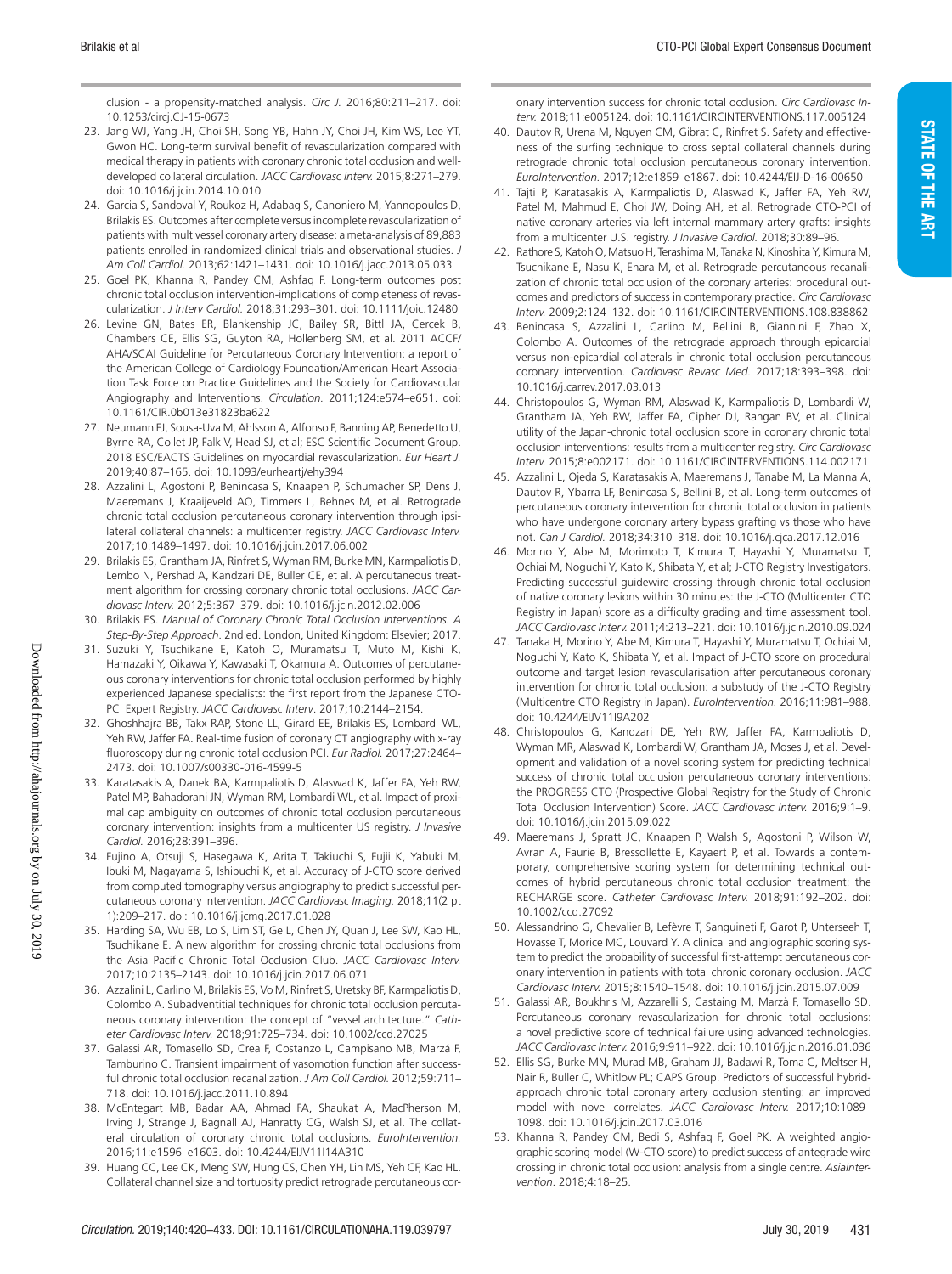clusion - a propensity-matched analysis. *Circ J.* 2016;80:211–217. doi: 10.1253/circj.CJ-15-0673

23. Jang WJ, Yang JH, Choi SH, Song YB, Hahn JY, Choi JH, Kim WS, Lee YT, Gwon HC. Long-term survival benefit of revascularization compared with medical therapy in patients with coronary chronic total occlusion and well-developed collateral circulation. *JACC Cardiovasc Interv.* 2015;8:271–279. doi: 10.1016/j.jcin.2014.10.010
24. Garcia S, Sandoval Y, Roukoz H, Adabag S, Canoniero M, Yannopoulos D, Brilakis ES. Outcomes after complete versus incomplete revascularization of patients with multivessel coronary artery disease: a meta-analysis of 89,883 patients enrolled in randomized clinical trials and observational studies. *J Am Coll Cardiol.* 2013;62:1421–1431. doi: 10.1016/j.jacc.2013.05.033
25. Goel PK, Khanna R, Pandey CM, Ashfaq F. Long-term outcomes post chronic total occlusion intervention-implications of completeness of revascularization. *J Interv Cardiol.* 2018;31:293–301. doi: 10.1111/joic.12480
26. Levine GN, Bates ER, Blankenship JC, Bailey SR, Bittl JA, Cercek B, Chambers CE, Ellis SG, Guyton RA, Hollenberg SM, et al. 2011 ACCF/AHA/SCAI Guideline for Percutaneous Coronary Intervention: a report of the American College of Cardiology Foundation/American Heart Association Task Force on Practice Guidelines and the Society for Cardiovascular Angiography and Interventions. *Circulation.* 2011;124:e574–e651. doi: 10.1161/CIR.0b013e31823ba622
27. Neumann FJ, Sousa-Uva M, Ahlsson A, Alfonso F, Banning AP, Benedetto U, Byrne RA, Collet JP, Falk V, Head SJ, et al; ESC Scientific Document Group. 2018 ESC/EACTS Guidelines on myocardial revascularization. *Eur Heart J.* 2019;40:87–165. doi: 10.1093/eurheartj/ehy394
28. Azzalini L, Agostoni P, Benincasa S, Knaapen P, Schumacher SP, Dens J, Maeremans J, Kraaijeveld AO, Timmers L, Behnes M, et al. Retrograde chronic total occlusion percutaneous coronary intervention through ipsilateral collateral channels: a multicenter registry. *JACC Cardiovasc Interv.* 2017;10:1489–1497. doi: 10.1016/j.jcin.2017.06.002
29. Brilakis ES, Grantham JA, Rinfret S, Wyman RM, Burke MN, Karmpaliotis D, Lembo N, Pershad A, Kandzari DE, Buller CE, et al. A percutaneous treatment algorithm for crossing coronary chronic total occlusions. *JACC Cardiovasc Interv.* 2012;5:367–379. doi: 10.1016/j.jcin.2012.02.006
30. Brilakis ES. *Manual of Coronary Chronic Total Occlusion Interventions. A Step-By-Step Approach.* 2nd ed. London, United Kingdom: Elsevier; 2017.
31. Suzuki Y, Tsuchikane E, Katoh O, Muramatsu T, Muto M, Kishi K, Hamazaki Y, Oikawa Y, Kawasaki T, Okamura A. Outcomes of percutaneous coronary interventions for chronic total occlusion performed by highly experienced Japanese specialists: the first report from the Japanese CTO-PCI Expert Registry. *JACC Cardiovasc Interv*. 2017;10:2144–2154.
32. Ghoshhajra BB, Takx RAP, Stone LL, Girard EE, Brilakis ES, Lombardi WL, Yeh RW, Jaffer FA. Real-time fusion of coronary CT angiography with x-ray fluoroscopy during chronic total occlusion PCI. *Eur Radiol.* 2017;27:2464–2473. doi: 10.1007/s00330-016-4599-5
33. Karatasakis A, Danek BA, Karmpaliotis D, Alaswad K, Jaffer FA, Yeh RW, Patel MP, Bahadorani JN, Wyman RM, Lombardi WL, et al. Impact of proximal cap ambiguity on outcomes of chronic total occlusion percutaneous coronary intervention: insights from a multicenter US registry. *J Invasive Cardiol.* 2016;28:391–396.
34. Fujino A, Otsuji S, Hasegawa K, Arita T, Takiuchi S, Fujii K, Yabuki M, Ibuki M, Nagayama S, Ishibuchi K, et al. Accuracy of J-CTO score derived from computed tomography versus angiography to predict successful percutaneous coronary intervention. *JACC Cardiovasc Imaging.* 2018;11(2 pt 1):209–217. doi: 10.1016/j.jcmg.2017.01.028
35. Harding SA, Wu EB, Lo S, Lim ST, Ge L, Chen JY, Quan J, Lee SW, Kao HL, Tsuchikane E. A new algorithm for crossing chronic total occlusions from the Asia Pacific Chronic Total Occlusion Club. *JACC Cardiovasc Interv.* 2017;10:2135–2143. doi: 10.1016/j.jcin.2017.06.071
36. Azzalini L, Carlino M, Brilakis ES, Vo M, Rinfret S, Uretsky BF, Karmpaliotis D, Colombo A. Subadventitial techniques for chronic total occlusion percutaneous coronary intervention: the concept of "vessel architecture." *Catheter Cardiovasc Interv.* 2018;91:725–734. doi: 10.1002/ccd.27025
37. Galassi AR, Tomasello SD, Crea F, Costanzo L, Campisano MB, Marzá F, Tamburino C. Transient impairment of vasomotion function after successful chronic total occlusion recanalization. *J Am Coll Cardiol.* 2012;59:711–718. doi: 10.1016/j.jacc.2011.10.894
38. McEntegart MB, Badar AA, Ahmad FA, Shaukat A, MacPherson M, Irving J, Strange J, Bagnall AJ, Hanratty CG, Walsh SJ, et al. The collateral circulation of coronary chronic total occlusions. *EuroIntervention.* 2016;11:e1596–e1603. doi: 10.4244/EIJV11I14A310
39. Huang CC, Lee CK, Meng SW, Hung CS, Chen YH, Lin MS, Yeh CF, Kao HL. Collateral channel size and tortuosity predict retrograde percutaneous coronary intervention success for chronic total occlusion. *Circ Cardiovasc Interv.* 2018;11:e005124. doi: 10.1161/CIRCINTERVENTIONS.117.005124
40. Dautov R, Urena M, Nguyen CM, Gibrat C, Rinfret S. Safety and effectiveness of the surfing technique to cross septal collateral channels during retrograde chronic total occlusion percutaneous coronary intervention. *EuroIntervention.* 2017;12:e1859–e1867. doi: 10.4244/EIJ-D-16-00650
41. Tajti P, Karatasakis A, Karmpaliotis D, Alaswad K, Jaffer FA, Yeh RW, Patel M, Mahmud E, Choi JW, Doing AH, et al. Retrograde CTO-PCI of native coronary arteries via left internal mammary artery grafts: insights from a multicenter U.S. registry. *J Invasive Cardiol.* 2018;30:89–96.
42. Rathore S, Katoh O, Matsuo H, Terashima M, Tanaka N, Kinoshita Y, Kimura M, Tsuchikane E, Nasu K, Ehara M, et al. Retrograde percutaneous recanalization of chronic total occlusion of the coronary arteries: procedural outcomes and predictors of success in contemporary practice. *Circ Cardiovasc Interv.* 2009;2:124–132. doi: 10.1161/CIRCINTERVENTIONS.108.838862
43. Benincasa S, Azzalini L, Carlino M, Bellini B, Giannini F, Zhao X, Colombo A. Outcomes of the retrograde approach through epicardial versus non-epicardial collaterals in chronic total occlusion percutaneous coronary intervention. *Cardiovasc Revasc Med.* 2017;18:393–398. doi: 10.1016/j.carrev.2017.03.013
44. Christopoulos G, Wyman RM, Alaswad K, Karmpaliotis D, Lombardi W, Grantham JA, Yeh RW, Jaffer FA, Cipher DJ, Rangan BV, et al. Clinical utility of the Japan-chronic total occlusion score in coronary chronic total occlusion interventions: results from a multicenter registry. *Circ Cardiovasc Interv.* 2015;8:e002171. doi: 10.1161/CIRCINTERVENTIONS.114.002171
45. Azzalini L, Ojeda S, Karatasakis A, Maeremans J, Tanabe M, La Manna A, Dautov R, Ybarra LF, Benincasa S, Bellini B, et al. Long-term outcomes of percutaneous coronary intervention for chronic total occlusion in patients who have undergone coronary artery bypass grafting vs those who have not. *Can J Cardiol.* 2018;34:310–318. doi: 10.1016/j.cjca.2017.12.016
46. Morino Y, Abe M, Morimoto T, Kimura T, Hayashi Y, Muramatsu T, Ochiai M, Noguchi Y, Kato K, Shibata Y, et al; J-CTO Registry Investigators. Predicting successful guidewire crossing through chronic total occlusion of native coronary lesions within 30 minutes: the J-CTO (Multicenter CTO Registry in Japan) score as a difficulty grading and time assessment tool. *JACC Cardiovasc Interv.* 2011;4:213–221. doi: 10.1016/j.jcin.2010.09.024
47. Tanaka H, Morino Y, Abe M, Kimura T, Hayashi Y, Muramatsu T, Ochiai M, Noguchi Y, Kato K, Shibata Y, et al. Impact of J-CTO score on procedural outcome and target lesion revascularisation after percutaneous coronary intervention for chronic total occlusion: a substudy of the J-CTO Registry (Multicentre CTO Registry in Japan). *EuroIntervention.* 2016;11:981–988. doi: 10.4244/EIJV11I9A202
48. Christopoulos G, Kandzari DE, Yeh RW, Jaffer FA, Karmpaliotis D, Wyman MR, Alaswad K, Lombardi W, Grantham JA, Moses J, et al. Development and validation of a novel scoring system for predicting technical success of chronic total occlusion percutaneous coronary interventions: the PROGRESS CTO (Prospective Global Registry for the Study of Chronic Total Occlusion Intervention) Score. *JACC Cardiovasc Interv.* 2016;9:1–9. doi: 10.1016/j.jcin.2015.09.022
49. Maeremans J, Spratt JC, Knaapen P, Walsh S, Agostoni P, Wilson W, Avran A, Faurie B, Bressollette E, Kayaert P, et al. Towards a contemporary, comprehensive scoring system for determining technical outcomes of hybrid percutaneous chronic total occlusion treatment: the RECHARGE score. *Catheter Cardiovasc Interv.* 2018;91:192–202. doi: 10.1002/ccd.27092
50. Alessandrino G, Chevalier B, Lefèvre T, Sanguineti F, Garot P, Unterseeh T, Hovasse T, Morice MC, Louvard Y. A clinical and angiographic scoring system to predict the probability of successful first-attempt percutaneous coronary intervention in patients with total chronic coronary occlusion. *JACC Cardiovasc Interv.* 2015;8:1540–1548. doi: 10.1016/j.jcin.2015.07.009
51. Galassi AR, Boukhris M, Azzarelli S, Castaing M, Marzà F, Tomasello SD. Percutaneous coronary revascularization for chronic total occlusions: a novel predictive score of technical failure using advanced technologies. *JACC Cardiovasc Interv.* 2016;9:911–922. doi: 10.1016/j.jcin.2016.01.036
52. Ellis SG, Burke MN, Murad MB, Graham JJ, Badawi R, Toma C, Meltser H, Nair R, Buller C, Whitlow PL; CAPS Group. Predictors of successful hybrid-approach chronic total coronary artery occlusion stenting: an improved model with novel correlates. *JACC Cardiovasc Interv.* 2017;10:1089–1098. doi: 10.1016/j.jcin.2017.03.016
53. Khanna R, Pandey CM, Bedi S, Ashfaq F, Goel PK. A weighted angiographic scoring model (W-CTO score) to predict success of antegrade wire crossing in chronic total occlusion: analysis from a single centre. *AsiaIntervention*. 2018;4:18–25.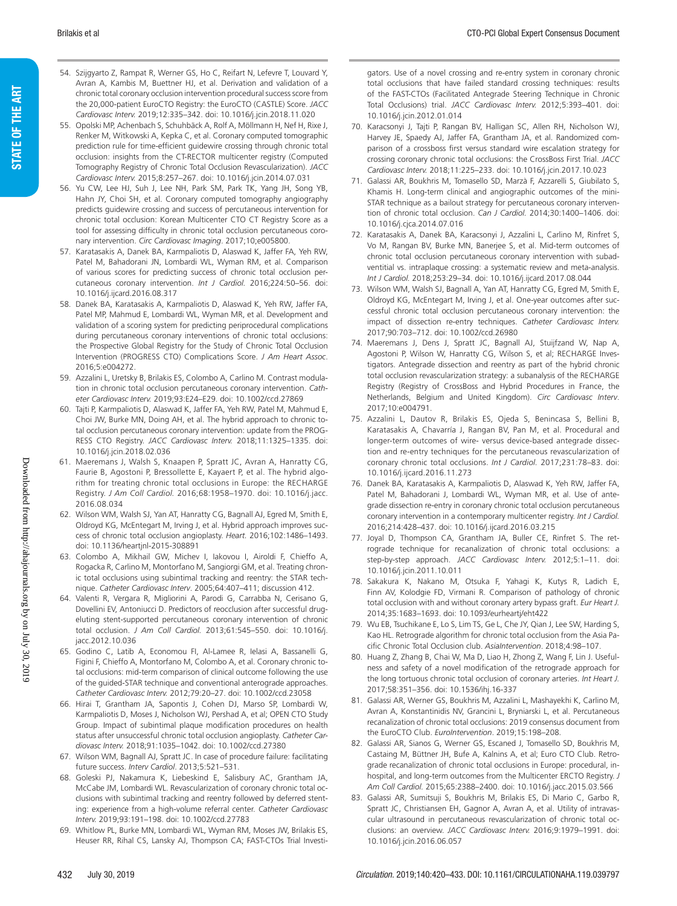54. Szijgyarto Z, Rampat R, Werner GS, Ho C, Reifart N, Lefevre T, Louvard Y, Avran A, Kambis M, Buettner HJ, et al. Derivation and validation of a chronic total coronary occlusion intervention procedural success score from the 20,000-patient EuroCTO Registry: the EuroCTO (CASTLE) Score. *JACC Cardiovasc Interv.* 2019;12:335–342. doi: 10.1016/j.jcin.2018.11.020
55. Opolski MP, Achenbach S, Schuhbäck A, Rolf A, Möllmann H, Nef H, Rixe J, Renker M, Witkowski A, Kepka C, et al. Coronary computed tomographic prediction rule for time-efficient guidewire crossing through chronic total occlusion: insights from the CT-RECTOR multicenter registry (Computed Tomography Registry of Chronic Total Occlusion Revascularization). *JACC Cardiovasc Interv.* 2015;8:257–267. doi: 10.1016/j.jcin.2014.07.031
56. Yu CW, Lee HJ, Suh J, Lee NH, Park SM, Park TK, Yang JH, Song YB, Hahn JY, Choi SH, et al. Coronary computed tomography angiography predicts guidewire crossing and success of percutaneous intervention for chronic total occlusion: Korean Multicenter CTO CT Registry Score as a tool for assessing difficulty in chronic total occlusion percutaneous coronary intervention. *Circ Cardiovasc Imaging*. 2017;10;e005800.
57. Karatasakis A, Danek BA, Karmpaliotis D, Alaswad K, Jaffer FA, Yeh RW, Patel M, Bahadorani JN, Lombardi WL, Wyman RM, et al. Comparison of various scores for predicting success of chronic total occlusion percutaneous coronary intervention. *Int J Cardiol.* 2016;224:50–56. doi: 10.1016/j.ijcard.2016.08.317
58. Danek BA, Karatasakis A, Karmpaliotis D, Alaswad K, Yeh RW, Jaffer FA, Patel MP, Mahmud E, Lombardi WL, Wyman MR, et al. Development and validation of a scoring system for predicting periprocedural complications during percutaneous coronary interventions of chronic total occlusions: the Prospective Global Registry for the Study of Chronic Total Occlusion Intervention (PROGRESS CTO) Complications Score. *J Am Heart Assoc.* 2016;5:e004272.
59. Azzalini L, Uretsky B, Brilakis ES, Colombo A, Carlino M. Contrast modulation in chronic total occlusion percutaneous coronary intervention. *Catheter Cardiovasc Interv.* 2019;93:E24–E29. doi: 10.1002/ccd.27869
60. Tajti P, Karmpaliotis D, Alaswad K, Jaffer FA, Yeh RW, Patel M, Mahmud E, Choi JW, Burke MN, Doing AH, et al. The hybrid approach to chronic total occlusion percutaneous coronary intervention: update from the PROGRESS CTO Registry. *JACC Cardiovasc Interv.* 2018;11:1325–1335. doi: 10.1016/j.jcin.2018.02.036
61. Maeremans J, Walsh S, Knaapen P, Spratt JC, Avran A, Hanratty CG, Faurie B, Agostoni P, Bressollette E, Kayaert P, et al. The hybrid algorithm for treating chronic total occlusions in Europe: the RECHARGE Registry. *J Am Coll Cardiol.* 2016;68:1958–1970. doi: 10.1016/j.jacc.2016.08.034
62. Wilson WM, Walsh SJ, Yan AT, Hanratty CG, Bagnall AJ, Egred M, Smith E, Oldroyd KG, McEntegart M, Irving J, et al. Hybrid approach improves success of chronic total occlusion angioplasty. *Heart.* 2016;102:1486–1493. doi: 10.1136/heartjnl-2015-308891
63. Colombo A, Mikhail GW, Michev I, Iakovou I, Airoldi F, Chieffo A, Rogacka R, Carlino M, Montorfano M, Sangiorgi GM, et al. Treating chronic total occlusions using subintimal tracking and reentry: the STAR technique. *Catheter Cardiovasc Interv*. 2005;64:407–411; discussion 412.
64. Valenti R, Vergara R, Migliorini A, Parodi G, Carrabba N, Cerisano G, Dovellini EV, Antoniucci D. Predictors of reocclusion after successful drug-eluting stent-supported percutaneous coronary intervention of chronic total occlusion. *J Am Coll Cardiol.* 2013;61:545–550. doi: 10.1016/j.jacc.2012.10.036
65. Godino C, Latib A, Economou FI, Al-Lamee R, Ielasi A, Bassanelli G, Figini F, Chieffo A, Montorfano M, Colombo A, et al. Coronary chronic total occlusions: mid-term comparison of clinical outcome following the use of the guided-STAR technique and conventional anterograde approaches. *Catheter Cardiovasc Interv.* 2012;79:20–27. doi: 10.1002/ccd.23058
66. Hirai T, Grantham JA, Sapontis J, Cohen DJ, Marso SP, Lombardi W, Karmpaliotis D, Moses J, Nicholson WJ, Pershad A, et al; OPEN CTO Study Group. Impact of subintimal plaque modification procedures on health status after unsuccessful chronic total occlusion angioplasty. *Catheter Cardiovasc Interv.* 2018;91:1035–1042. doi: 10.1002/ccd.27380
67. Wilson WM, Bagnall AJ, Spratt JC. In case of procedure failure: facilitating future success. *Interv Cardiol*. 2013;5:521–531.
68. Goleski PJ, Nakamura K, Liebeskind E, Salisbury AC, Grantham JA, McCabe JM, Lombardi WL. Revascularization of coronary chronic total occlusions with subintimal tracking and reentry followed by deferred stenting: experience from a high-volume referral center. *Catheter Cardiovasc Interv.* 2019;93:191–198. doi: 10.1002/ccd.27783
69. Whitlow PL, Burke MN, Lombardi WL, Wyman RM, Moses JW, Brilakis ES, Heuser RR, Rihal CS, Lansky AJ, Thompson CA; FAST-CTOs Trial Investigators. Use of a novel crossing and re-entry system in coronary chronic total occlusions that have failed standard crossing techniques: results of the FAST-CTOs (Facilitated Antegrade Steering Technique in Chronic Total Occlusions) trial. *JACC Cardiovasc Interv.* 2012;5:393–401. doi: 10.1016/j.jcin.2012.01.014
70. Karacsonyi J, Tajti P, Rangan BV, Halligan SC, Allen RH, Nicholson WJ, Harvey JE, Spaedy AJ, Jaffer FA, Grantham JA, et al. Randomized comparison of a crossboss first versus standard wire escalation strategy for crossing coronary chronic total occlusions: the CrossBoss First Trial. *JACC Cardiovasc Interv.* 2018;11:225–233. doi: 10.1016/j.jcin.2017.10.023
71. Galassi AR, Boukhris M, Tomasello SD, Marzà F, Azzarelli S, Giubilato S, Khamis H. Long-term clinical and angiographic outcomes of the mini-STAR technique as a bailout strategy for percutaneous coronary intervention of chronic total occlusion. *Can J Cardiol.* 2014;30:1400–1406. doi: 10.1016/j.cjca.2014.07.016
72. Karatasakis A, Danek BA, Karacsonyi J, Azzalini L, Carlino M, Rinfret S, Vo M, Rangan BV, Burke MN, Banerjee S, et al. Mid-term outcomes of chronic total occlusion percutaneous coronary intervention with subadventitial vs. intraplaque crossing: a systematic review and meta-analysis. *Int J Cardiol.* 2018;253:29–34. doi: 10.1016/j.ijcard.2017.08.044
73. Wilson WM, Walsh SJ, Bagnall A, Yan AT, Hanratty CG, Egred M, Smith E, Oldroyd KG, McEntegart M, Irving J, et al. One-year outcomes after successful chronic total occlusion percutaneous coronary intervention: the impact of dissection re-entry techniques. *Catheter Cardiovasc Interv.* 2017;90:703–712. doi: 10.1002/ccd.26980
74. Maeremans J, Dens J, Spratt JC, Bagnall AJ, Stuijfzand W, Nap A, Agostoni P, Wilson W, Hanratty CG, Wilson S, et al; RECHARGE Investigators. Antegrade dissection and reentry as part of the hybrid chronic total occlusion revascularization strategy: a subanalysis of the RECHARGE Registry (Registry of CrossBoss and Hybrid Procedures in France, the Netherlands, Belgium and United Kingdom). *Circ Cardiovasc Interv*. 2017;10:e004791.
75. Azzalini L, Dautov R, Brilakis ES, Ojeda S, Benincasa S, Bellini B, Karatasakis A, Chavarría J, Rangan BV, Pan M, et al. Procedural and longer-term outcomes of wire- versus device-based antegrade dissection and re-entry techniques for the percutaneous revascularization of coronary chronic total occlusions. *Int J Cardiol.* 2017;231:78–83. doi: 10.1016/j.ijcard.2016.11.273
76. Danek BA, Karatasakis A, Karmpaliotis D, Alaswad K, Yeh RW, Jaffer FA, Patel M, Bahadorani J, Lombardi WL, Wyman MR, et al. Use of antegrade dissection re-entry in coronary chronic total occlusion percutaneous coronary intervention in a contemporary multicenter registry. *Int J Cardiol.* 2016;214:428–437. doi: 10.1016/j.ijcard.2016.03.215
77. Joyal D, Thompson CA, Grantham JA, Buller CE, Rinfret S. The retrograde technique for recanalization of chronic total occlusions: a step-by-step approach. *JACC Cardiovasc Interv.* 2012;5:1–11. doi: 10.1016/j.jcin.2011.10.011
78. Sakakura K, Nakano M, Otsuka F, Yahagi K, Kutys R, Ladich E, Finn AV, Kolodgie FD, Virmani R. Comparison of pathology of chronic total occlusion with and without coronary artery bypass graft. *Eur Heart J.* 2014;35:1683–1693. doi: 10.1093/eurheartj/eht422
79. Wu EB, Tsuchikane E, Lo S, Lim TS, Ge L, Che JY, Qian J, Lee SW, Harding S, Kao HL. Retrograde algorithm for chronic total occlusion from the Asia Pacific Chronic Total Occlusion club. *AsiaIntervention*. 2018;4:98–107.
80. Huang Z, Zhang B, Chai W, Ma D, Liao H, Zhong Z, Wang F, Lin J. Usefulness and safety of a novel modification of the retrograde approach for the long tortuous chronic total occlusion of coronary arteries. *Int Heart J.* 2017;58:351–356. doi: 10.1536/ihj.16-337
81. Galassi AR, Werner GS, Boukhris M, Azzalini L, Mashayekhi K, Carlino M, Avran A, Konstantinidis NV, Grancini L, Bryniarski L, et al. Percutaneous recanalization of chronic total occlusions: 2019 consensus document from the EuroCTO Club. *EuroIntervention*. 2019;15:198–208.
82. Galassi AR, Sianos G, Werner GS, Escaned J, Tomasello SD, Boukhris M, Castaing M, Büttner JH, Bufe A, Kalnins A, et al; Euro CTO Club. Retrograde recanalization of chronic total occlusions in Europe: procedural, in-hospital, and long-term outcomes from the Multicenter ERCTO Registry. *J Am Coll Cardiol.* 2015;65:2388–2400. doi: 10.1016/j.jacc.2015.03.566
83. Galassi AR, Sumitsuji S, Boukhris M, Brilakis ES, Di Mario C, Garbo R, Spratt JC, Christiansen EH, Gagnor A, Avran A, et al. Utility of intravascular ultrasound in percutaneous revascularization of chronic total occlusions: an overview. *JACC Cardiovasc Interv.* 2016;9:1979–1991. doi: 10.1016/j.jcin.2016.06.057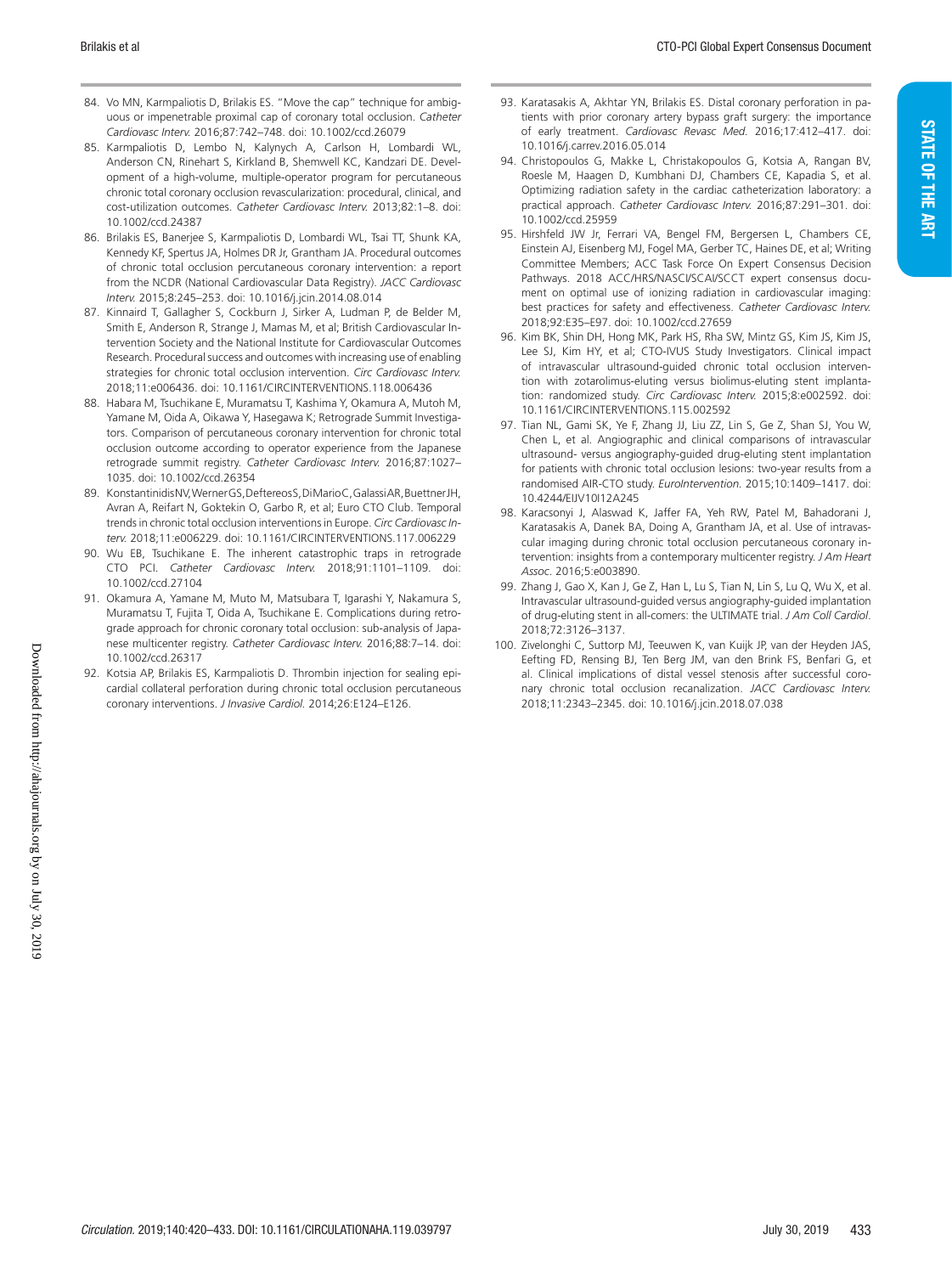84. Vo MN, Karmpaliotis D, Brilakis ES. "Move the cap" technique for ambiguous or impenetrable proximal cap of coronary total occlusion. *Catheter Cardiovasc Interv.* 2016;87:742–748. doi: 10.1002/ccd.26079
85. Karmpaliotis D, Lembo N, Kalynych A, Carlson H, Lombardi WL, Anderson CN, Rinehart S, Kirkland B, Shemwell KC, Kandzari DE. Development of a high-volume, multiple-operator program for percutaneous chronic total coronary occlusion revascularization: procedural, clinical, and cost-utilization outcomes. *Catheter Cardiovasc Interv.* 2013;82:1–8. doi: 10.1002/ccd.24387
86. Brilakis ES, Banerjee S, Karmpaliotis D, Lombardi WL, Tsai TT, Shunk KA, Kennedy KF, Spertus JA, Holmes DR Jr, Grantham JA. Procedural outcomes of chronic total occlusion percutaneous coronary intervention: a report from the NCDR (National Cardiovascular Data Registry). *JACC Cardiovasc Interv.* 2015;8:245–253. doi: 10.1016/j.jcin.2014.08.014
87. Kinnaird T, Gallagher S, Cockburn J, Sirker A, Ludman P, de Belder M, Smith E, Anderson R, Strange J, Mamas M, et al; British Cardiovascular Intervention Society and the National Institute for Cardiovascular Outcomes Research. Procedural success and outcomes with increasing use of enabling strategies for chronic total occlusion intervention. *Circ Cardiovasc Interv.* 2018;11:e006436. doi: 10.1161/CIRCINTERVENTIONS.118.006436
88. Habara M, Tsuchikane E, Muramatsu T, Kashima Y, Okamura A, Mutoh M, Yamane M, Oida A, Oikawa Y, Hasegawa K; Retrograde Summit Investigators. Comparison of percutaneous coronary intervention for chronic total occlusion outcome according to operator experience from the Japanese retrograde summit registry. *Catheter Cardiovasc Interv.* 2016;87:1027–1035. doi: 10.1002/ccd.26354
89. Konstantinidis NV, Werner GS, Deftereos S, Di Mario C, Galassi AR, Buettner JH, Avran A, Reifart N, Goktekin O, Garbo R, et al; Euro CTO Club. Temporal trends in chronic total occlusion interventions in Europe. *Circ Cardiovasc Interv.* 2018;11:e006229. doi: 10.1161/CIRCINTERVENTIONS.117.006229
90. Wu EB, Tsuchikane E. The inherent catastrophic traps in retrograde CTO PCI. *Catheter Cardiovasc Interv.* 2018;91:1101–1109. doi: 10.1002/ccd.27104
91. Okamura A, Yamane M, Muto M, Matsubara T, Igarashi Y, Nakamura S, Muramatsu T, Fujita T, Oida A, Tsuchikane E. Complications during retrograde approach for chronic coronary total occlusion: sub-analysis of Japanese multicenter registry. *Catheter Cardiovasc Interv.* 2016;88:7–14. doi: 10.1002/ccd.26317
92. Kotsia AP, Brilakis ES, Karmpaliotis D. Thrombin injection for sealing epicardial collateral perforation during chronic total occlusion percutaneous coronary interventions. *J Invasive Cardiol.* 2014;26:E124–E126.
93. Karatasakis A, Akhtar YN, Brilakis ES. Distal coronary perforation in patients with prior coronary artery bypass graft surgery: the importance of early treatment. *Cardiovasc Revasc Med.* 2016;17:412–417. doi: 10.1016/j.carrev.2016.05.014
94. Christopoulos G, Makke L, Christakopoulos G, Kotsia A, Rangan BV, Roesle M, Haagen D, Kumbhani DJ, Chambers CE, Kapadia S, et al. Optimizing radiation safety in the cardiac catheterization laboratory: a practical approach. *Catheter Cardiovasc Interv.* 2016;87:291–301. doi: 10.1002/ccd.25959
95. Hirshfeld JW Jr, Ferrari VA, Bengel FM, Bergersen L, Chambers CE, Einstein AJ, Eisenberg MJ, Fogel MA, Gerber TC, Haines DE, et al; Writing Committee Members; ACC Task Force On Expert Consensus Decision Pathways. 2018 ACC/HRS/NASCI/SCAI/SCCT expert consensus document on optimal use of ionizing radiation in cardiovascular imaging: best practices for safety and effectiveness. *Catheter Cardiovasc Interv.* 2018;92:E35–E97. doi: 10.1002/ccd.27659
96. Kim BK, Shin DH, Hong MK, Park HS, Rha SW, Mintz GS, Kim JS, Kim JS, Lee SJ, Kim HY, et al; CTO-IVUS Study Investigators. Clinical impact of intravascular ultrasound-guided chronic total occlusion intervention with zotarolimus-eluting versus biolimus-eluting stent implantation: randomized study. *Circ Cardiovasc Interv.* 2015;8:e002592. doi: 10.1161/CIRCINTERVENTIONS.115.002592
97. Tian NL, Gami SK, Ye F, Zhang JJ, Liu ZZ, Lin S, Ge Z, Shan SJ, You W, Chen L, et al. Angiographic and clinical comparisons of intravascular ultrasound- versus angiography-guided drug-eluting stent implantation for patients with chronic total occlusion lesions: two-year results from a randomised AIR-CTO study. *EuroIntervention.* 2015;10:1409–1417. doi: 10.4244/EIJV10I12A245
98. Karacsonyi J, Alaswad K, Jaffer FA, Yeh RW, Patel M, Bahadorani J, Karatasakis A, Danek BA, Doing A, Grantham JA, et al. Use of intravascular imaging during chronic total occlusion percutaneous coronary intervention: insights from a contemporary multicenter registry. *J Am Heart Assoc.* 2016;5:e003890.
99. Zhang J, Gao X, Kan J, Ge Z, Han L, Lu S, Tian N, Lin S, Lu Q, Wu X, et al. Intravascular ultrasound-guided versus angiography-guided implantation of drug-eluting stent in all-comers: the ULTIMATE trial. *J Am Coll Cardiol.* 2018;72:3126–3137.
100. Zivelonghi C, Suttorp MJ, Teeuwen K, van Kuijk JP, van der Heyden JAS, Eefting FD, Rensing BJ, Ten Berg JM, van den Brink FS, Benfari G, et al. Clinical implications of distal vessel stenosis after successful coronary chronic total occlusion recanalization. *JACC Cardiovasc Interv.* 2018;11:2343–2345. doi: 10.1016/j.jcin.2018.07.038